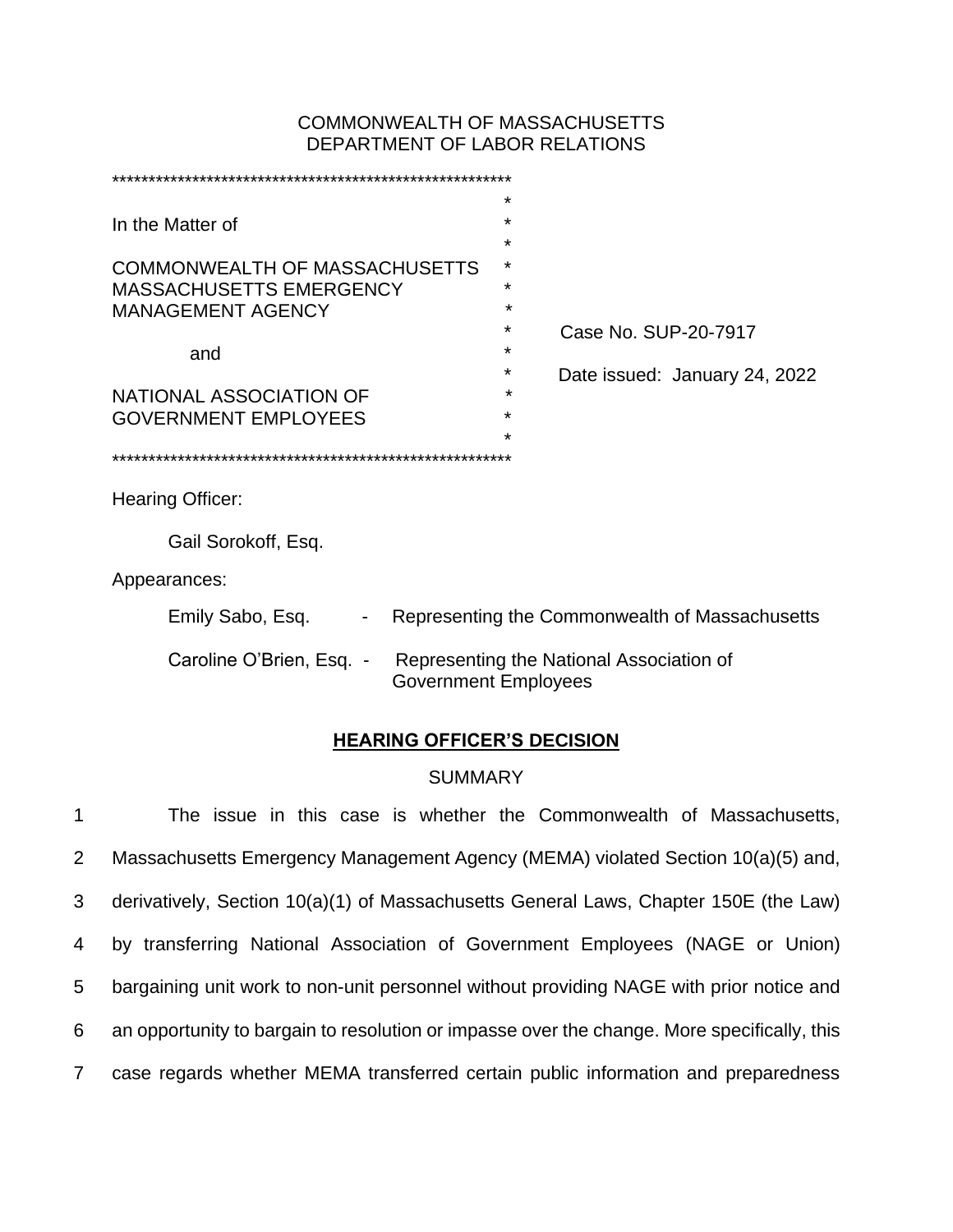COMMONWEALTH OF MASSACHUSETTS
DEPARTMENT OF LABOR RELATIONS

| | |
|---|---|
| In the Matter of | |
| COMMONWEALTH OF MASSACHUSETTS MASSACHUSETTS EMERGENCY MANAGEMENT AGENCY | Case No. SUP-20-7917 |
| and | Date issued: January 24, 2022 |
| NATIONAL ASSOCIATION OF GOVERNMENT EMPLOYEES | |

Hearing Officer:

Gail Sorokoff, Esq.

Appearances:

Emily Sabo, Esq. - Representing the Commonwealth of Massachusetts

Caroline O'Brien, Esq. - Representing the National Association of Government Employees

## HEARING OFFICER'S DECISION

### SUMMARY

1 The issue in this case is whether the Commonwealth of Massachusetts,
2 Massachusetts Emergency Management Agency (MEMA) violated Section 10(a)(5) and,
3 derivatively, Section 10(a)(1) of Massachusetts General Laws, Chapter 150E (the Law)
4 by transferring National Association of Government Employees (NAGE or Union)
5 bargaining unit work to non-unit personnel without providing NAGE with prior notice and
6 an opportunity to bargain to resolution or impasse over the change. More specifically, this
7 case regards whether MEMA transferred certain public information and preparedness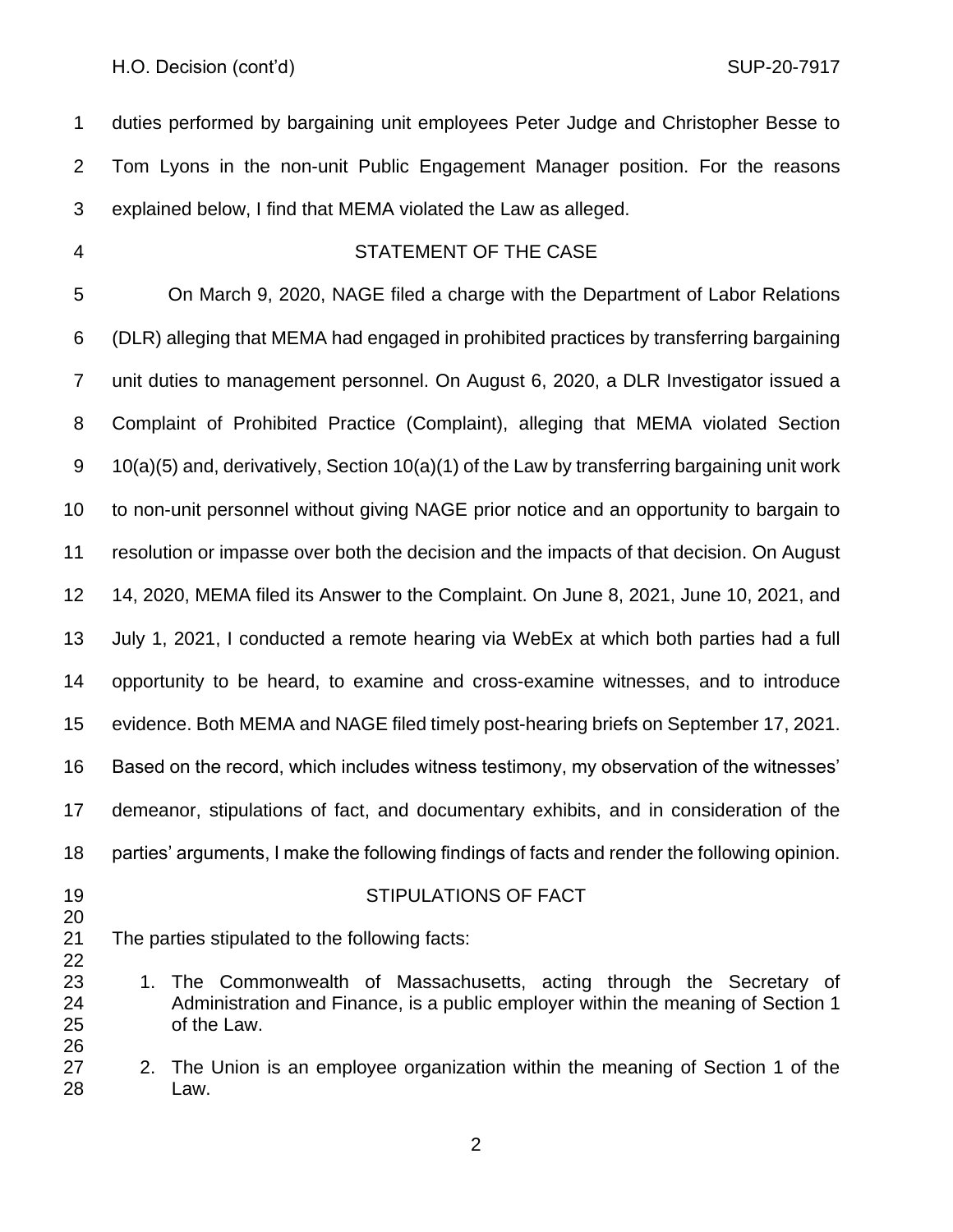duties performed by bargaining unit employees Peter Judge and Christopher Besse to Tom Lyons in the non-unit Public Engagement Manager position. For the reasons explained below, I find that MEMA violated the Law as alleged.

## STATEMENT OF THE CASE

On March 9, 2020, NAGE filed a charge with the Department of Labor Relations (DLR) alleging that MEMA had engaged in prohibited practices by transferring bargaining unit duties to management personnel. On August 6, 2020, a DLR Investigator issued a Complaint of Prohibited Practice (Complaint), alleging that MEMA violated Section 10(a)(5) and, derivatively, Section 10(a)(1) of the Law by transferring bargaining unit work to non-unit personnel without giving NAGE prior notice and an opportunity to bargain to resolution or impasse over both the decision and the impacts of that decision. On August 14, 2020, MEMA filed its Answer to the Complaint. On June 8, 2021, June 10, 2021, and July 1, 2021, I conducted a remote hearing via WebEx at which both parties had a full opportunity to be heard, to examine and cross-examine witnesses, and to introduce evidence. Both MEMA and NAGE filed timely post-hearing briefs on September 17, 2021. Based on the record, which includes witness testimony, my observation of the witnesses' demeanor, stipulations of fact, and documentary exhibits, and in consideration of the parties' arguments, I make the following findings of facts and render the following opinion.

## STIPULATIONS OF FACT

The parties stipulated to the following facts:

1. The Commonwealth of Massachusetts, acting through the Secretary of Administration and Finance, is a public employer within the meaning of Section 1 of the Law.

2. The Union is an employee organization within the meaning of Section 1 of the Law.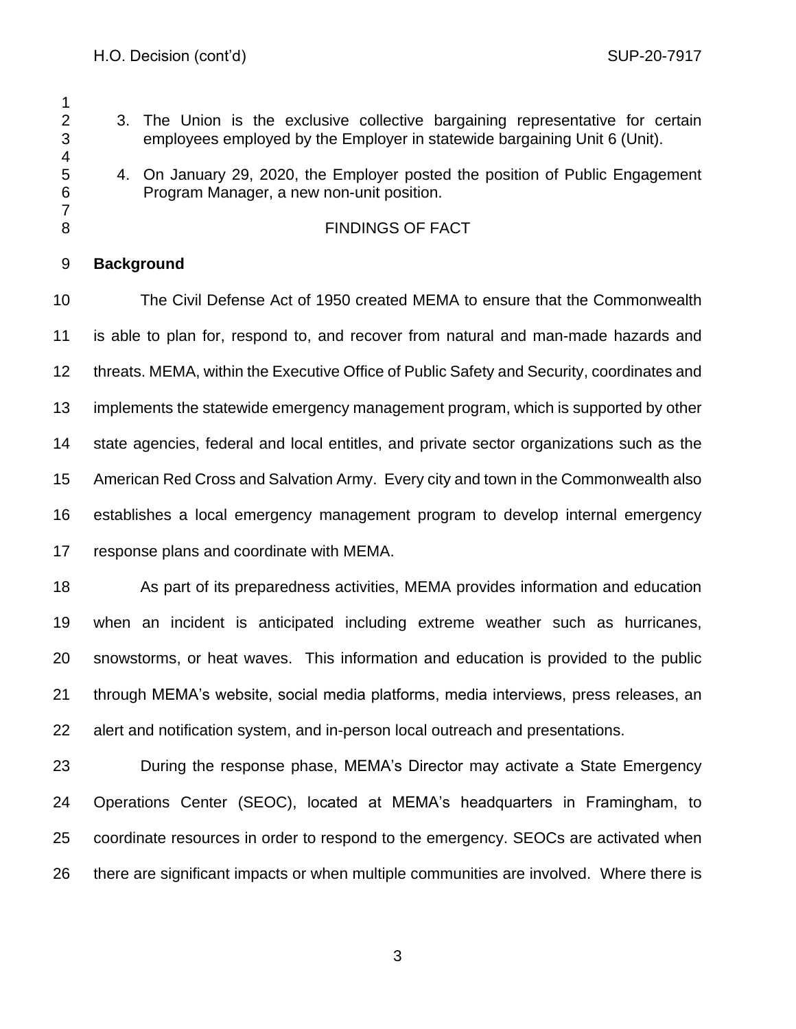3. The Union is the exclusive collective bargaining representative for certain employees employed by the Employer in statewide bargaining Unit 6 (Unit).

4. On January 29, 2020, the Employer posted the position of Public Engagement Program Manager, a new non-unit position.

## FINDINGS OF FACT

**Background**

The Civil Defense Act of 1950 created MEMA to ensure that the Commonwealth is able to plan for, respond to, and recover from natural and man-made hazards and threats. MEMA, within the Executive Office of Public Safety and Security, coordinates and implements the statewide emergency management program, which is supported by other state agencies, federal and local entitles, and private sector organizations such as the American Red Cross and Salvation Army. Every city and town in the Commonwealth also establishes a local emergency management program to develop internal emergency response plans and coordinate with MEMA.

As part of its preparedness activities, MEMA provides information and education when an incident is anticipated including extreme weather such as hurricanes, snowstorms, or heat waves. This information and education is provided to the public through MEMA's website, social media platforms, media interviews, press releases, an alert and notification system, and in-person local outreach and presentations.

During the response phase, MEMA's Director may activate a State Emergency Operations Center (SEOC), located at MEMA's headquarters in Framingham, to coordinate resources in order to respond to the emergency. SEOCs are activated when there are significant impacts or when multiple communities are involved. Where there is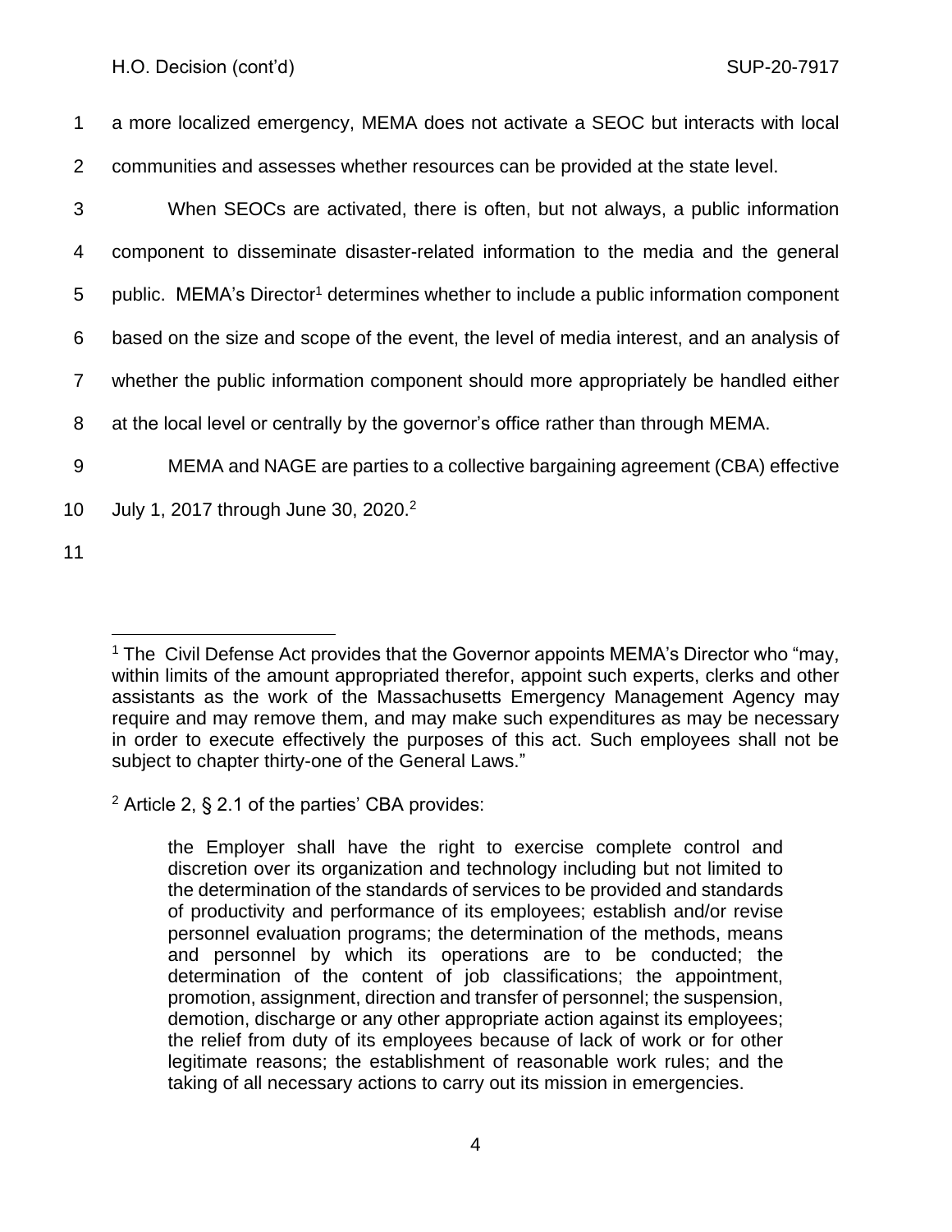a more localized emergency, MEMA does not activate a SEOC but interacts with local communities and assesses whether resources can be provided at the state level.

When SEOCs are activated, there is often, but not always, a public information component to disseminate disaster-related information to the media and the general public. MEMA's Director[1] determines whether to include a public information component based on the size and scope of the event, the level of media interest, and an analysis of whether the public information component should more appropriately be handled either at the local level or centrally by the governor's office rather than through MEMA.

MEMA and NAGE are parties to a collective bargaining agreement (CBA) effective July 1, 2017 through June 30, 2020.[2]

---

[1] The Civil Defense Act provides that the Governor appoints MEMA's Director who "may, within limits of the amount appropriated therefor, appoint such experts, clerks and other assistants as the work of the Massachusetts Emergency Management Agency may require and may remove them, and may make such expenditures as may be necessary in order to execute effectively the purposes of this act. Such employees shall not be subject to chapter thirty-one of the General Laws."

[2] Article 2, § 2.1 of the parties' CBA provides:

> the Employer shall have the right to exercise complete control and discretion over its organization and technology including but not limited to the determination of the standards of services to be provided and standards of productivity and performance of its employees; establish and/or revise personnel evaluation programs; the determination of the methods, means and personnel by which its operations are to be conducted; the determination of the content of job classifications; the appointment, promotion, assignment, direction and transfer of personnel; the suspension, demotion, discharge or any other appropriate action against its employees; the relief from duty of its employees because of lack of work or for other legitimate reasons; the establishment of reasonable work rules; and the taking of all necessary actions to carry out its mission in emergencies.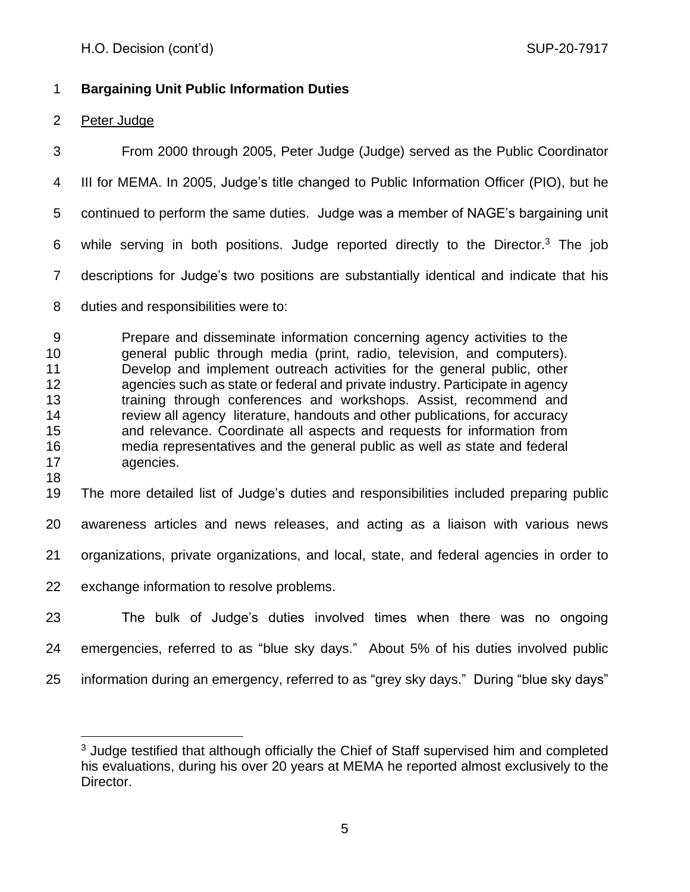**Bargaining Unit Public Information Duties**

Peter Judge

From 2000 through 2005, Peter Judge (Judge) served as the Public Coordinator III for MEMA. In 2005, Judge's title changed to Public Information Officer (PIO), but he continued to perform the same duties. Judge was a member of NAGE's bargaining unit while serving in both positions. Judge reported directly to the Director.[3] The job descriptions for Judge's two positions are substantially identical and indicate that his duties and responsibilities were to:

> Prepare and disseminate information concerning agency activities to the general public through media (print, radio, television, and computers). Develop and implement outreach activities for the general public, other agencies such as state or federal and private industry. Participate in agency training through conferences and workshops. Assist, recommend and review all agency literature, handouts and other publications, for accuracy and relevance. Coordinate all aspects and requests for information from media representatives and the general public as well *as* state and federal agencies.

The more detailed list of Judge's duties and responsibilities included preparing public awareness articles and news releases, and acting as a liaison with various news organizations, private organizations, and local, state, and federal agencies in order to exchange information to resolve problems.

The bulk of Judge's duties involved times when there was no ongoing emergencies, referred to as "blue sky days." About 5% of his duties involved public information during an emergency, referred to as "grey sky days." During "blue sky days"

[3] Judge testified that although officially the Chief of Staff supervised him and completed his evaluations, during his over 20 years at MEMA he reported almost exclusively to the Director.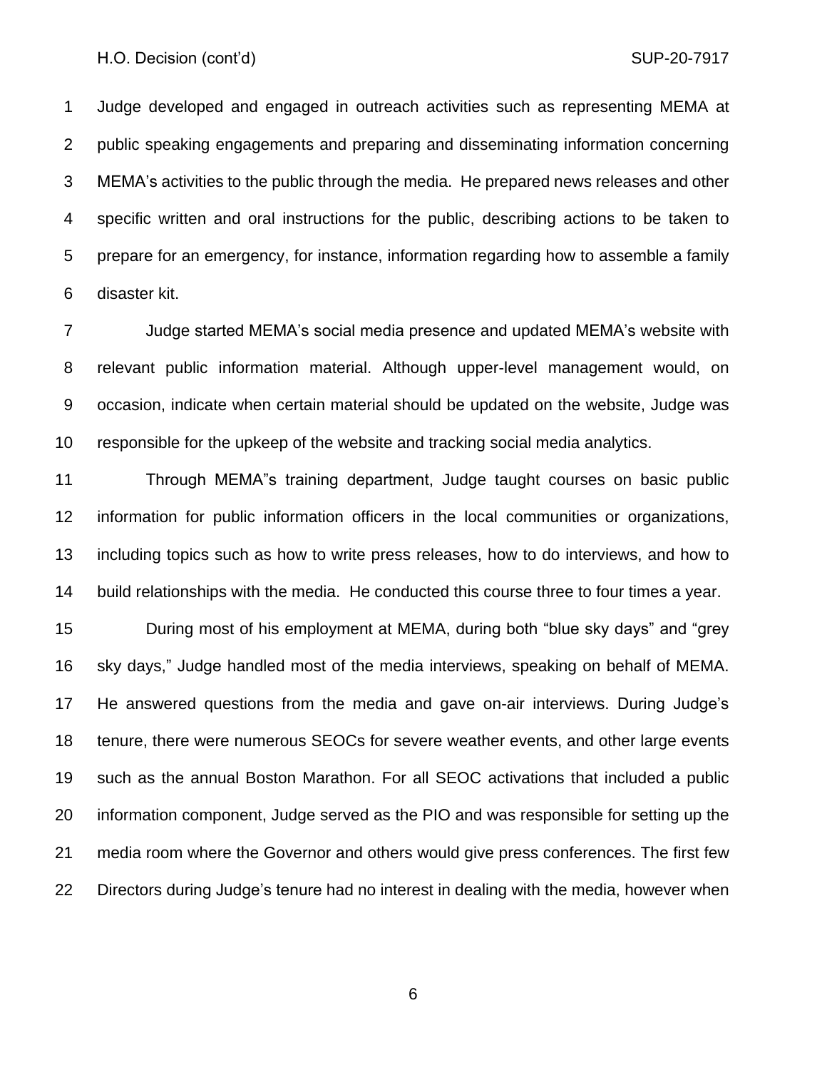Judge developed and engaged in outreach activities such as representing MEMA at public speaking engagements and preparing and disseminating information concerning MEMA's activities to the public through the media. He prepared news releases and other specific written and oral instructions for the public, describing actions to be taken to prepare for an emergency, for instance, information regarding how to assemble a family disaster kit.

Judge started MEMA's social media presence and updated MEMA's website with relevant public information material. Although upper-level management would, on occasion, indicate when certain material should be updated on the website, Judge was responsible for the upkeep of the website and tracking social media analytics.

Through MEMA"s training department, Judge taught courses on basic public information for public information officers in the local communities or organizations, including topics such as how to write press releases, how to do interviews, and how to build relationships with the media. He conducted this course three to four times a year.

During most of his employment at MEMA, during both "blue sky days" and "grey sky days," Judge handled most of the media interviews, speaking on behalf of MEMA. He answered questions from the media and gave on-air interviews. During Judge's tenure, there were numerous SEOCs for severe weather events, and other large events such as the annual Boston Marathon. For all SEOC activations that included a public information component, Judge served as the PIO and was responsible for setting up the media room where the Governor and others would give press conferences. The first few Directors during Judge's tenure had no interest in dealing with the media, however when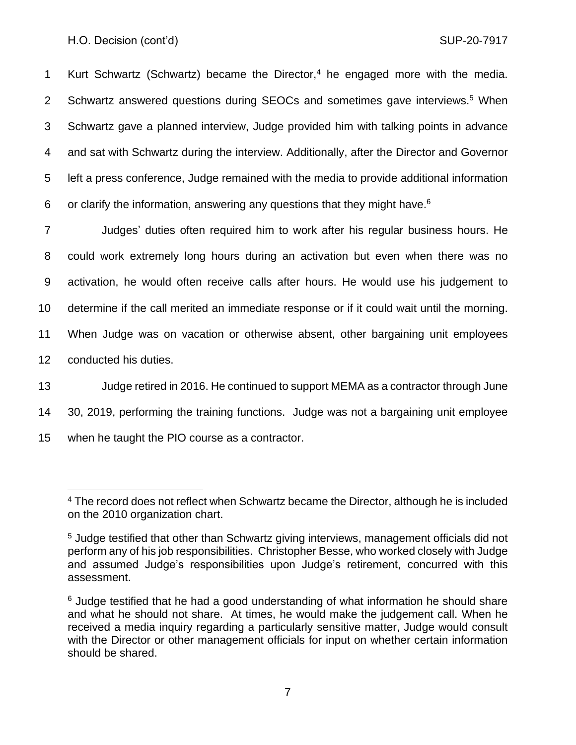Kurt Schwartz (Schwartz) became the Director,[4] he engaged more with the media. Schwartz answered questions during SEOCs and sometimes gave interviews.[5] When Schwartz gave a planned interview, Judge provided him with talking points in advance and sat with Schwartz during the interview. Additionally, after the Director and Governor left a press conference, Judge remained with the media to provide additional information or clarify the information, answering any questions that they might have.[6]

Judges' duties often required him to work after his regular business hours. He could work extremely long hours during an activation but even when there was no activation, he would often receive calls after hours. He would use his judgement to determine if the call merited an immediate response or if it could wait until the morning. When Judge was on vacation or otherwise absent, other bargaining unit employees conducted his duties.

Judge retired in 2016. He continued to support MEMA as a contractor through June 30, 2019, performing the training functions. Judge was not a bargaining unit employee when he taught the PIO course as a contractor.

---

[4] The record does not reflect when Schwartz became the Director, although he is included on the 2010 organization chart.

[5] Judge testified that other than Schwartz giving interviews, management officials did not perform any of his job responsibilities. Christopher Besse, who worked closely with Judge and assumed Judge's responsibilities upon Judge's retirement, concurred with this assessment.

[6] Judge testified that he had a good understanding of what information he should share and what he should not share. At times, he would make the judgement call. When he received a media inquiry regarding a particularly sensitive matter, Judge would consult with the Director or other management officials for input on whether certain information should be shared.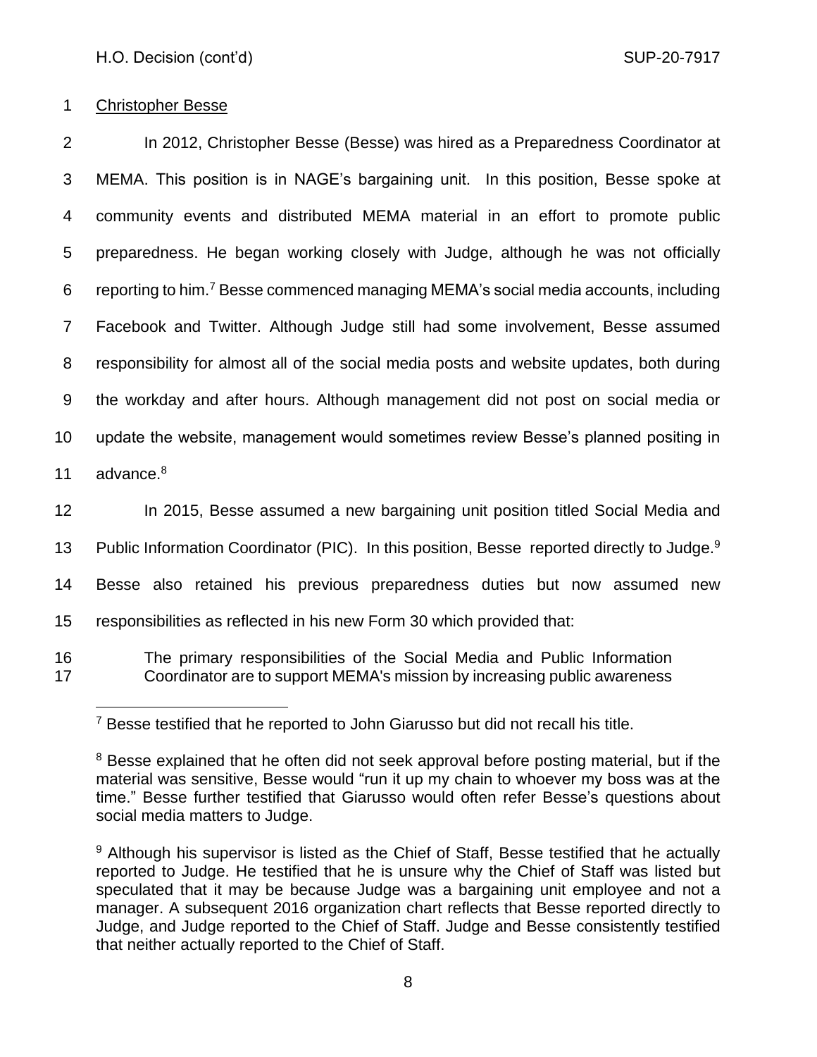Christopher Besse

In 2012, Christopher Besse (Besse) was hired as a Preparedness Coordinator at MEMA. This position is in NAGE's bargaining unit. In this position, Besse spoke at community events and distributed MEMA material in an effort to promote public preparedness. He began working closely with Judge, although he was not officially reporting to him.[7] Besse commenced managing MEMA's social media accounts, including Facebook and Twitter. Although Judge still had some involvement, Besse assumed responsibility for almost all of the social media posts and website updates, both during the workday and after hours. Although management did not post on social media or update the website, management would sometimes review Besse's planned positing in advance.[8]

In 2015, Besse assumed a new bargaining unit position titled Social Media and Public Information Coordinator (PIC). In this position, Besse reported directly to Judge.[9] Besse also retained his previous preparedness duties but now assumed new responsibilities as reflected in his new Form 30 which provided that:

> The primary responsibilities of the Social Media and Public Information Coordinator are to support MEMA's mission by increasing public awareness

---

[7] Besse testified that he reported to John Giarusso but did not recall his title.

[8] Besse explained that he often did not seek approval before posting material, but if the material was sensitive, Besse would "run it up my chain to whoever my boss was at the time." Besse further testified that Giarusso would often refer Besse's questions about social media matters to Judge.

[9] Although his supervisor is listed as the Chief of Staff, Besse testified that he actually reported to Judge. He testified that he is unsure why the Chief of Staff was listed but speculated that it may be because Judge was a bargaining unit employee and not a manager. A subsequent 2016 organization chart reflects that Besse reported directly to Judge, and Judge reported to the Chief of Staff. Judge and Besse consistently testified that neither actually reported to the Chief of Staff.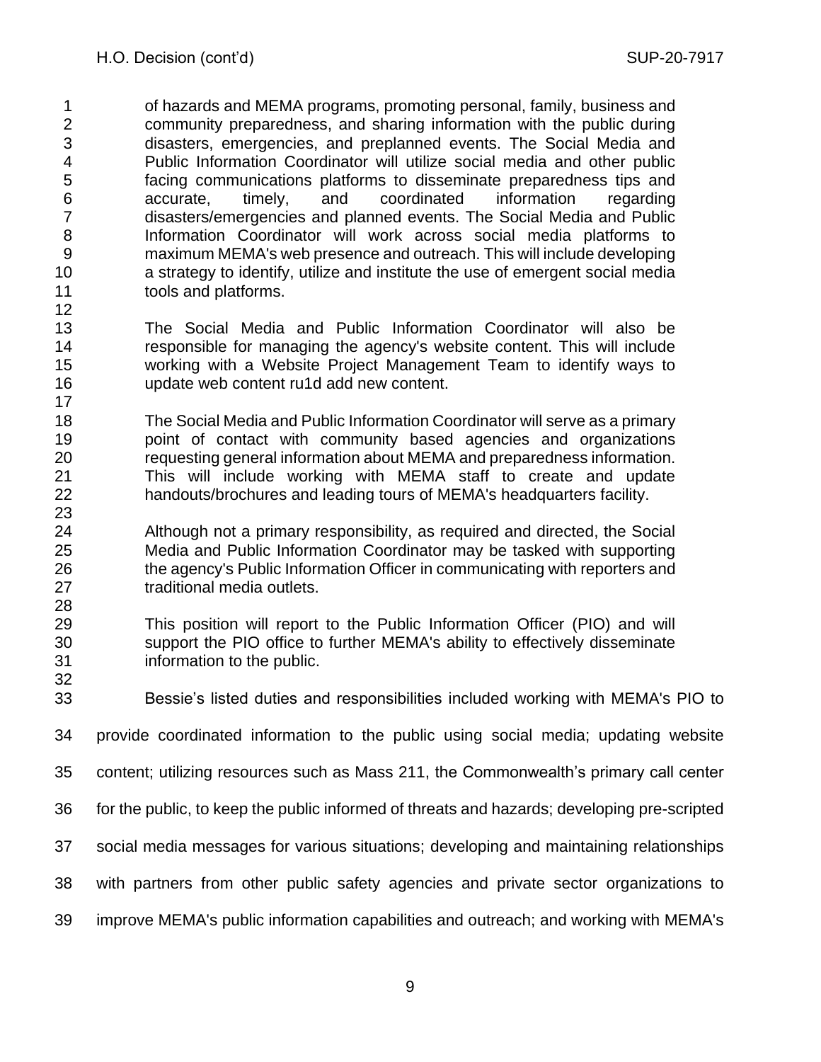> of hazards and MEMA programs, promoting personal, family, business and community preparedness, and sharing information with the public during disasters, emergencies, and preplanned events. The Social Media and Public Information Coordinator will utilize social media and other public facing communications platforms to disseminate preparedness tips and accurate, timely, and coordinated information regarding disasters/emergencies and planned events. The Social Media and Public Information Coordinator will work across social media platforms to maximum MEMA's web presence and outreach. This will include developing a strategy to identify, utilize and institute the use of emergent social media tools and platforms.
>
> The Social Media and Public Information Coordinator will also be responsible for managing the agency's website content. This will include working with a Website Project Management Team to identify ways to update web content ru1d add new content.
>
> The Social Media and Public Information Coordinator will serve as a primary point of contact with community based agencies and organizations requesting general information about MEMA and preparedness information. This will include working with MEMA staff to create and update handouts/brochures and leading tours of MEMA's headquarters facility.
>
> Although not a primary responsibility, as required and directed, the Social Media and Public Information Coordinator may be tasked with supporting the agency's Public Information Officer in communicating with reporters and traditional media outlets.
>
> This position will report to the Public Information Officer (PIO) and will support the PIO office to further MEMA's ability to effectively disseminate information to the public.

Bessie's listed duties and responsibilities included working with MEMA's PIO to provide coordinated information to the public using social media; updating website content; utilizing resources such as Mass 211, the Commonwealth's primary call center for the public, to keep the public informed of threats and hazards; developing pre-scripted social media messages for various situations; developing and maintaining relationships with partners from other public safety agencies and private sector organizations to improve MEMA's public information capabilities and outreach; and working with MEMA's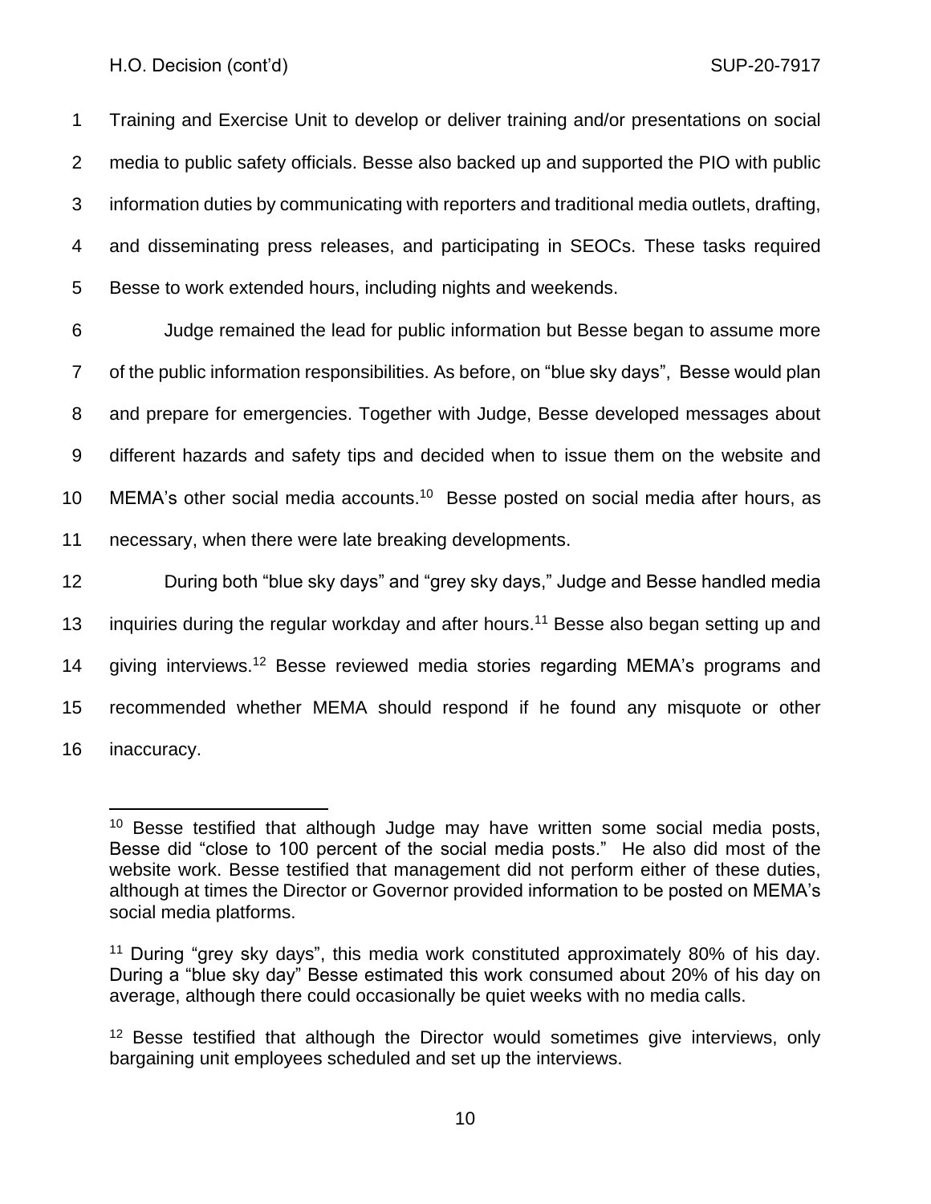Training and Exercise Unit to develop or deliver training and/or presentations on social media to public safety officials. Besse also backed up and supported the PIO with public information duties by communicating with reporters and traditional media outlets, drafting, and disseminating press releases, and participating in SEOCs. These tasks required Besse to work extended hours, including nights and weekends.

Judge remained the lead for public information but Besse began to assume more of the public information responsibilities. As before, on "blue sky days", Besse would plan and prepare for emergencies. Together with Judge, Besse developed messages about different hazards and safety tips and decided when to issue them on the website and MEMA's other social media accounts.[10] Besse posted on social media after hours, as necessary, when there were late breaking developments.

During both "blue sky days" and "grey sky days," Judge and Besse handled media inquiries during the regular workday and after hours.[11] Besse also began setting up and giving interviews.[12] Besse reviewed media stories regarding MEMA's programs and recommended whether MEMA should respond if he found any misquote or other inaccuracy.

---

[10] Besse testified that although Judge may have written some social media posts, Besse did "close to 100 percent of the social media posts." He also did most of the website work. Besse testified that management did not perform either of these duties, although at times the Director or Governor provided information to be posted on MEMA's social media platforms.

[11] During "grey sky days", this media work constituted approximately 80% of his day. During a "blue sky day" Besse estimated this work consumed about 20% of his day on average, although there could occasionally be quiet weeks with no media calls.

[12] Besse testified that although the Director would sometimes give interviews, only bargaining unit employees scheduled and set up the interviews.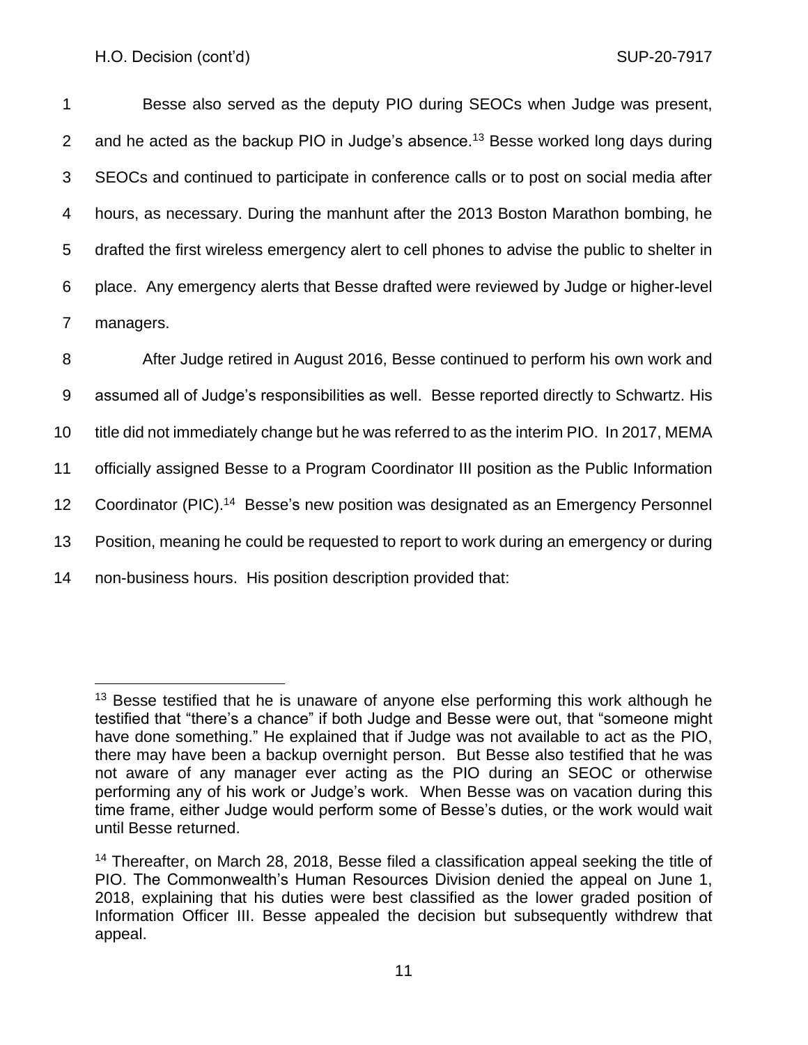Besse also served as the deputy PIO during SEOCs when Judge was present, and he acted as the backup PIO in Judge's absence.[13] Besse worked long days during SEOCs and continued to participate in conference calls or to post on social media after hours, as necessary. During the manhunt after the 2013 Boston Marathon bombing, he drafted the first wireless emergency alert to cell phones to advise the public to shelter in place. Any emergency alerts that Besse drafted were reviewed by Judge or higher-level managers.

After Judge retired in August 2016, Besse continued to perform his own work and assumed all of Judge's responsibilities as well. Besse reported directly to Schwartz. His title did not immediately change but he was referred to as the interim PIO. In 2017, MEMA officially assigned Besse to a Program Coordinator III position as the Public Information Coordinator (PIC).[14] Besse's new position was designated as an Emergency Personnel Position, meaning he could be requested to report to work during an emergency or during non-business hours. His position description provided that:

---

[13] Besse testified that he is unaware of anyone else performing this work although he testified that "there's a chance" if both Judge and Besse were out, that "someone might have done something." He explained that if Judge was not available to act as the PIO, there may have been a backup overnight person. But Besse also testified that he was not aware of any manager ever acting as the PIO during an SEOC or otherwise performing any of his work or Judge's work. When Besse was on vacation during this time frame, either Judge would perform some of Besse's duties, or the work would wait until Besse returned.

[14] Thereafter, on March 28, 2018, Besse filed a classification appeal seeking the title of PIO. The Commonwealth's Human Resources Division denied the appeal on June 1, 2018, explaining that his duties were best classified as the lower graded position of Information Officer III. Besse appealed the decision but subsequently withdrew that appeal.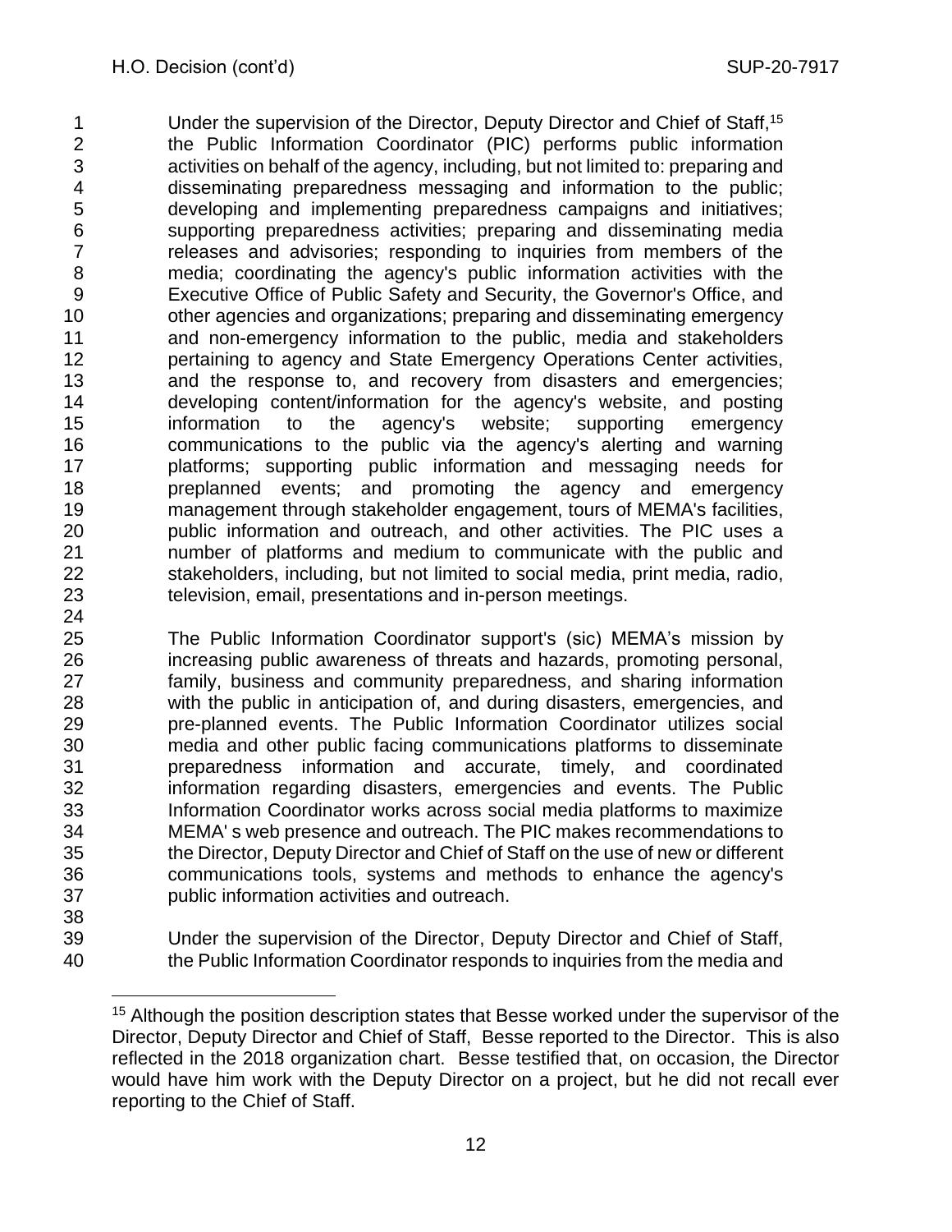> Under the supervision of the Director, Deputy Director and Chief of Staff,[15] the Public Information Coordinator (PIC) performs public information activities on behalf of the agency, including, but not limited to: preparing and disseminating preparedness messaging and information to the public; developing and implementing preparedness campaigns and initiatives; supporting preparedness activities; preparing and disseminating media releases and advisories; responding to inquiries from members of the media; coordinating the agency's public information activities with the Executive Office of Public Safety and Security, the Governor's Office, and other agencies and organizations; preparing and disseminating emergency and non-emergency information to the public, media and stakeholders pertaining to agency and State Emergency Operations Center activities, and the response to, and recovery from disasters and emergencies; developing content/information for the agency's website, and posting information to the agency's website; supporting emergency communications to the public via the agency's alerting and warning platforms; supporting public information and messaging needs for preplanned events; and promoting the agency and emergency management through stakeholder engagement, tours of MEMA's facilities, public information and outreach, and other activities. The PIC uses a number of platforms and medium to communicate with the public and stakeholders, including, but not limited to social media, print media, radio, television, email, presentations and in-person meetings.
>
> The Public Information Coordinator support's (sic) MEMA's mission by increasing public awareness of threats and hazards, promoting personal, family, business and community preparedness, and sharing information with the public in anticipation of, and during disasters, emergencies, and pre-planned events. The Public Information Coordinator utilizes social media and other public facing communications platforms to disseminate preparedness information and accurate, timely, and coordinated information regarding disasters, emergencies and events. The Public Information Coordinator works across social media platforms to maximize MEMA' s web presence and outreach. The PIC makes recommendations to the Director, Deputy Director and Chief of Staff on the use of new or different communications tools, systems and methods to enhance the agency's public information activities and outreach.
>
> Under the supervision of the Director, Deputy Director and Chief of Staff, the Public Information Coordinator responds to inquiries from the media and

---

[15] Although the position description states that Besse worked under the supervisor of the Director, Deputy Director and Chief of Staff, Besse reported to the Director. This is also reflected in the 2018 organization chart. Besse testified that, on occasion, the Director would have him work with the Deputy Director on a project, but he did not recall ever reporting to the Chief of Staff.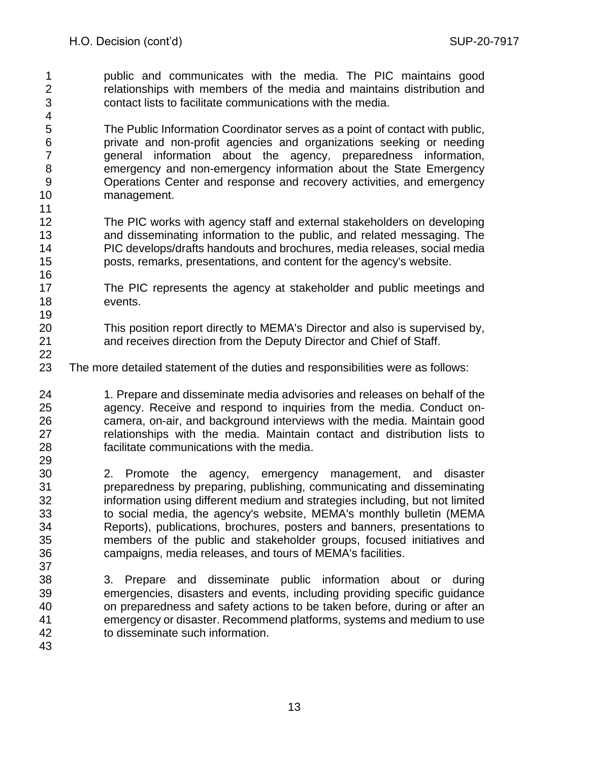> public and communicates with the media. The PIC maintains good relationships with members of the media and maintains distribution and contact lists to facilitate communications with the media.
>
> The Public Information Coordinator serves as a point of contact with public, private and non-profit agencies and organizations seeking or needing general information about the agency, preparedness information, emergency and non-emergency information about the State Emergency Operations Center and response and recovery activities, and emergency management.
>
> The PIC works with agency staff and external stakeholders on developing and disseminating information to the public, and related messaging. The PIC develops/drafts handouts and brochures, media releases, social media posts, remarks, presentations, and content for the agency's website.
>
> The PIC represents the agency at stakeholder and public meetings and events.
>
> This position report directly to MEMA's Director and also is supervised by, and receives direction from the Deputy Director and Chief of Staff.

The more detailed statement of the duties and responsibilities were as follows:

> 1. Prepare and disseminate media advisories and releases on behalf of the agency. Receive and respond to inquiries from the media. Conduct on-camera, on-air, and background interviews with the media. Maintain good relationships with the media. Maintain contact and distribution lists to facilitate communications with the media.
>
> 2. Promote the agency, emergency management, and disaster preparedness by preparing, publishing, communicating and disseminating information using different medium and strategies including, but not limited to social media, the agency's website, MEMA's monthly bulletin (MEMA Reports), publications, brochures, posters and banners, presentations to members of the public and stakeholder groups, focused initiatives and campaigns, media releases, and tours of MEMA's facilities.
>
> 3. Prepare and disseminate public information about or during emergencies, disasters and events, including providing specific guidance on preparedness and safety actions to be taken before, during or after an emergency or disaster. Recommend platforms, systems and medium to use to disseminate such information.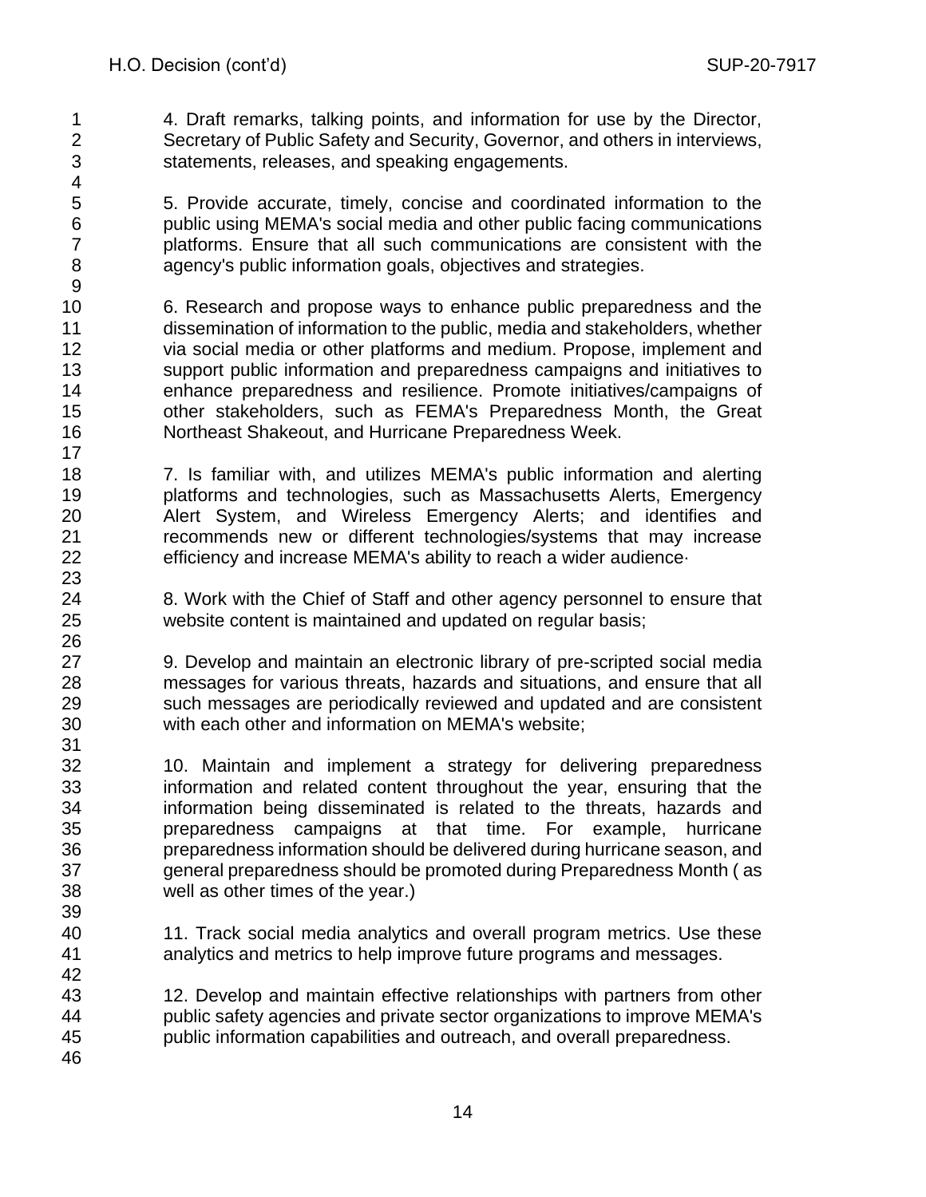4. Draft remarks, talking points, and information for use by the Director, Secretary of Public Safety and Security, Governor, and others in interviews, statements, releases, and speaking engagements.

5. Provide accurate, timely, concise and coordinated information to the public using MEMA's social media and other public facing communications platforms. Ensure that all such communications are consistent with the agency's public information goals, objectives and strategies.

6. Research and propose ways to enhance public preparedness and the dissemination of information to the public, media and stakeholders, whether via social media or other platforms and medium. Propose, implement and support public information and preparedness campaigns and initiatives to enhance preparedness and resilience. Promote initiatives/campaigns of other stakeholders, such as FEMA's Preparedness Month, the Great Northeast Shakeout, and Hurricane Preparedness Week.

7. Is familiar with, and utilizes MEMA's public information and alerting platforms and technologies, such as Massachusetts Alerts, Emergency Alert System, and Wireless Emergency Alerts; and identifies and recommends new or different technologies/systems that may increase efficiency and increase MEMA's ability to reach a wider audience·

8. Work with the Chief of Staff and other agency personnel to ensure that website content is maintained and updated on regular basis;

9. Develop and maintain an electronic library of pre-scripted social media messages for various threats, hazards and situations, and ensure that all such messages are periodically reviewed and updated and are consistent with each other and information on MEMA's website;

10. Maintain and implement a strategy for delivering preparedness information and related content throughout the year, ensuring that the information being disseminated is related to the threats, hazards and preparedness campaigns at that time. For example, hurricane preparedness information should be delivered during hurricane season, and general preparedness should be promoted during Preparedness Month ( as well as other times of the year.)

11. Track social media analytics and overall program metrics. Use these analytics and metrics to help improve future programs and messages.

12. Develop and maintain effective relationships with partners from other public safety agencies and private sector organizations to improve MEMA's public information capabilities and outreach, and overall preparedness.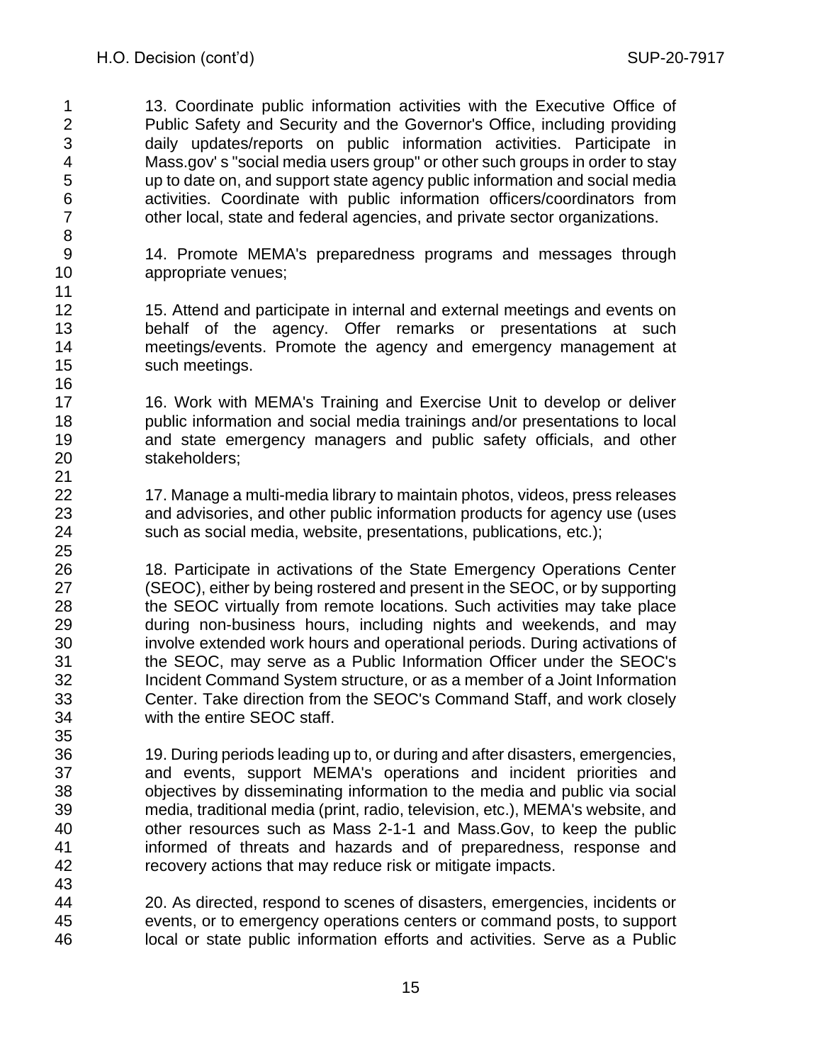13. Coordinate public information activities with the Executive Office of Public Safety and Security and the Governor's Office, including providing daily updates/reports on public information activities. Participate in Mass.gov' s "social media users group" or other such groups in order to stay up to date on, and support state agency public information and social media activities. Coordinate with public information officers/coordinators from other local, state and federal agencies, and private sector organizations.

14. Promote MEMA's preparedness programs and messages through appropriate venues;

15. Attend and participate in internal and external meetings and events on behalf of the agency. Offer remarks or presentations at such meetings/events. Promote the agency and emergency management at such meetings.

16. Work with MEMA's Training and Exercise Unit to develop or deliver public information and social media trainings and/or presentations to local and state emergency managers and public safety officials, and other stakeholders;

17. Manage a multi-media library to maintain photos, videos, press releases and advisories, and other public information products for agency use (uses such as social media, website, presentations, publications, etc.);

18. Participate in activations of the State Emergency Operations Center (SEOC), either by being rostered and present in the SEOC, or by supporting the SEOC virtually from remote locations. Such activities may take place during non-business hours, including nights and weekends, and may involve extended work hours and operational periods. During activations of the SEOC, may serve as a Public Information Officer under the SEOC's Incident Command System structure, or as a member of a Joint Information Center. Take direction from the SEOC's Command Staff, and work closely with the entire SEOC staff.

19. During periods leading up to, or during and after disasters, emergencies, and events, support MEMA's operations and incident priorities and objectives by disseminating information to the media and public via social media, traditional media (print, radio, television, etc.), MEMA's website, and other resources such as Mass 2-1-1 and Mass.Gov, to keep the public informed of threats and hazards and of preparedness, response and recovery actions that may reduce risk or mitigate impacts.

20. As directed, respond to scenes of disasters, emergencies, incidents or events, or to emergency operations centers or command posts, to support local or state public information efforts and activities. Serve as a Public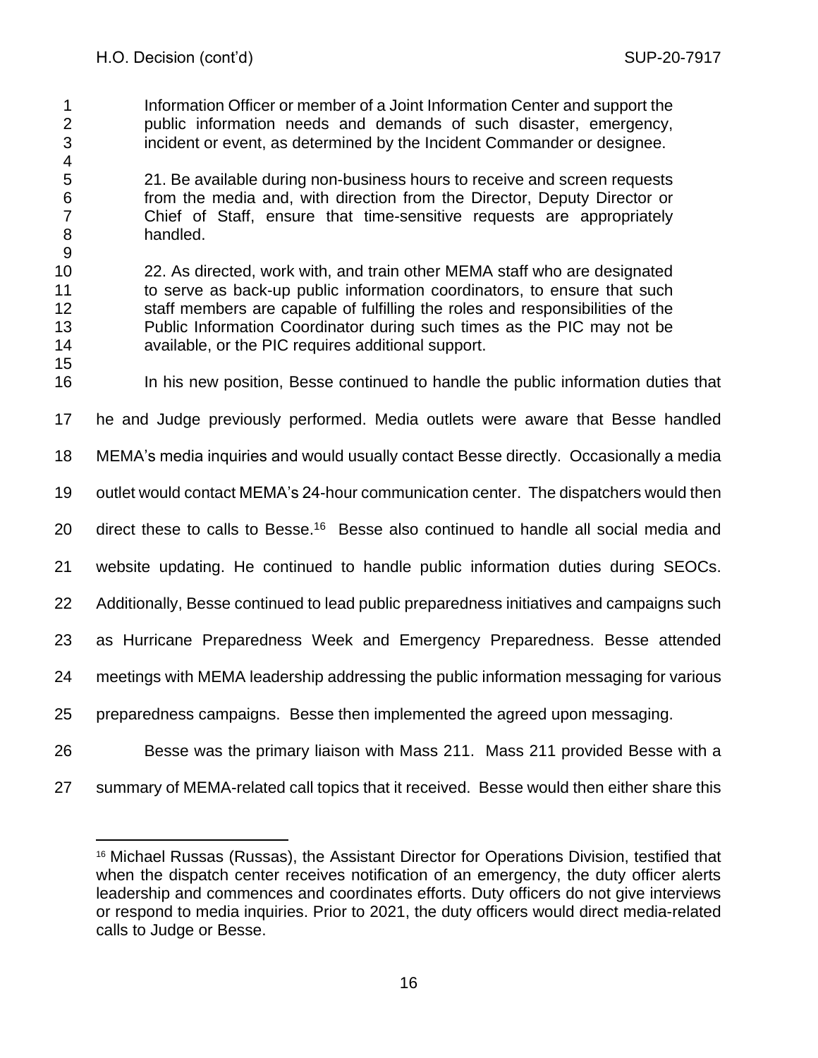Information Officer or member of a Joint Information Center and support the public information needs and demands of such disaster, emergency, incident or event, as determined by the Incident Commander or designee.

21. Be available during non-business hours to receive and screen requests from the media and, with direction from the Director, Deputy Director or Chief of Staff, ensure that time-sensitive requests are appropriately handled.

22. As directed, work with, and train other MEMA staff who are designated to serve as back-up public information coordinators, to ensure that such staff members are capable of fulfilling the roles and responsibilities of the Public Information Coordinator during such times as the PIC may not be available, or the PIC requires additional support.

In his new position, Besse continued to handle the public information duties that he and Judge previously performed. Media outlets were aware that Besse handled MEMA's media inquiries and would usually contact Besse directly. Occasionally a media outlet would contact MEMA's 24-hour communication center. The dispatchers would then direct these to calls to Besse.[16] Besse also continued to handle all social media and website updating. He continued to handle public information duties during SEOCs. Additionally, Besse continued to lead public preparedness initiatives and campaigns such as Hurricane Preparedness Week and Emergency Preparedness. Besse attended meetings with MEMA leadership addressing the public information messaging for various preparedness campaigns. Besse then implemented the agreed upon messaging.

Besse was the primary liaison with Mass 211. Mass 211 provided Besse with a summary of MEMA-related call topics that it received. Besse would then either share this

---

[16] Michael Russas (Russas), the Assistant Director for Operations Division, testified that when the dispatch center receives notification of an emergency, the duty officer alerts leadership and commences and coordinates efforts. Duty officers do not give interviews or respond to media inquiries. Prior to 2021, the duty officers would direct media-related calls to Judge or Besse.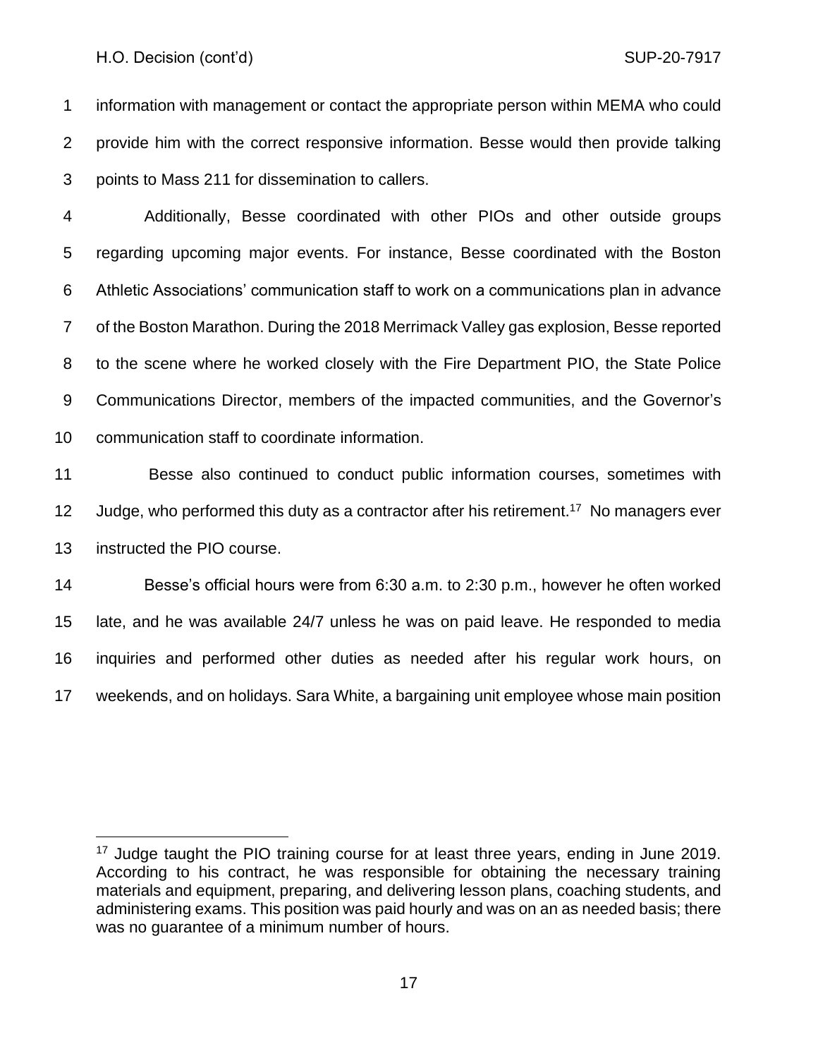information with management or contact the appropriate person within MEMA who could provide him with the correct responsive information. Besse would then provide talking points to Mass 211 for dissemination to callers.

Additionally, Besse coordinated with other PIOs and other outside groups regarding upcoming major events. For instance, Besse coordinated with the Boston Athletic Associations' communication staff to work on a communications plan in advance of the Boston Marathon. During the 2018 Merrimack Valley gas explosion, Besse reported to the scene where he worked closely with the Fire Department PIO, the State Police Communications Director, members of the impacted communities, and the Governor's communication staff to coordinate information.

Besse also continued to conduct public information courses, sometimes with Judge, who performed this duty as a contractor after his retirement.[17] No managers ever instructed the PIO course.

Besse's official hours were from 6:30 a.m. to 2:30 p.m., however he often worked late, and he was available 24/7 unless he was on paid leave. He responded to media inquiries and performed other duties as needed after his regular work hours, on weekends, and on holidays. Sara White, a bargaining unit employee whose main position

---

[17] Judge taught the PIO training course for at least three years, ending in June 2019. According to his contract, he was responsible for obtaining the necessary training materials and equipment, preparing, and delivering lesson plans, coaching students, and administering exams. This position was paid hourly and was on an as needed basis; there was no guarantee of a minimum number of hours.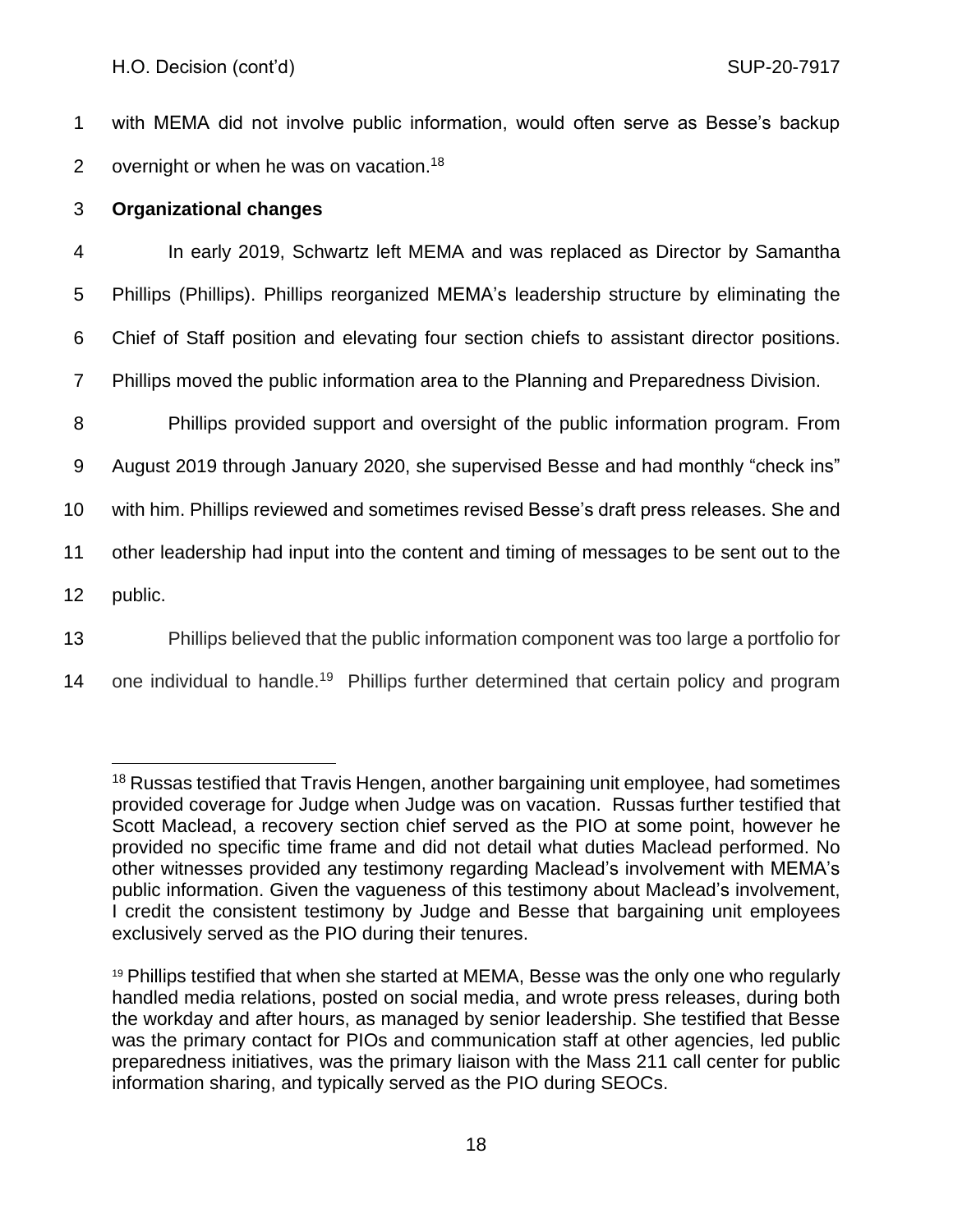with MEMA did not involve public information, would often serve as Besse's backup overnight or when he was on vacation.[18]

**Organizational changes**

In early 2019, Schwartz left MEMA and was replaced as Director by Samantha Phillips (Phillips). Phillips reorganized MEMA's leadership structure by eliminating the Chief of Staff position and elevating four section chiefs to assistant director positions. Phillips moved the public information area to the Planning and Preparedness Division.

Phillips provided support and oversight of the public information program. From August 2019 through January 2020, she supervised Besse and had monthly "check ins" with him. Phillips reviewed and sometimes revised Besse's draft press releases. She and other leadership had input into the content and timing of messages to be sent out to the public.

Phillips believed that the public information component was too large a portfolio for one individual to handle.[19] Phillips further determined that certain policy and program

---

[18] Russas testified that Travis Hengen, another bargaining unit employee, had sometimes provided coverage for Judge when Judge was on vacation. Russas further testified that Scott Maclead, a recovery section chief served as the PIO at some point, however he provided no specific time frame and did not detail what duties Maclead performed. No other witnesses provided any testimony regarding Maclead's involvement with MEMA's public information. Given the vagueness of this testimony about Maclead's involvement, I credit the consistent testimony by Judge and Besse that bargaining unit employees exclusively served as the PIO during their tenures.

[19] Phillips testified that when she started at MEMA, Besse was the only one who regularly handled media relations, posted on social media, and wrote press releases, during both the workday and after hours, as managed by senior leadership. She testified that Besse was the primary contact for PIOs and communication staff at other agencies, led public preparedness initiatives, was the primary liaison with the Mass 211 call center for public information sharing, and typically served as the PIO during SEOCs.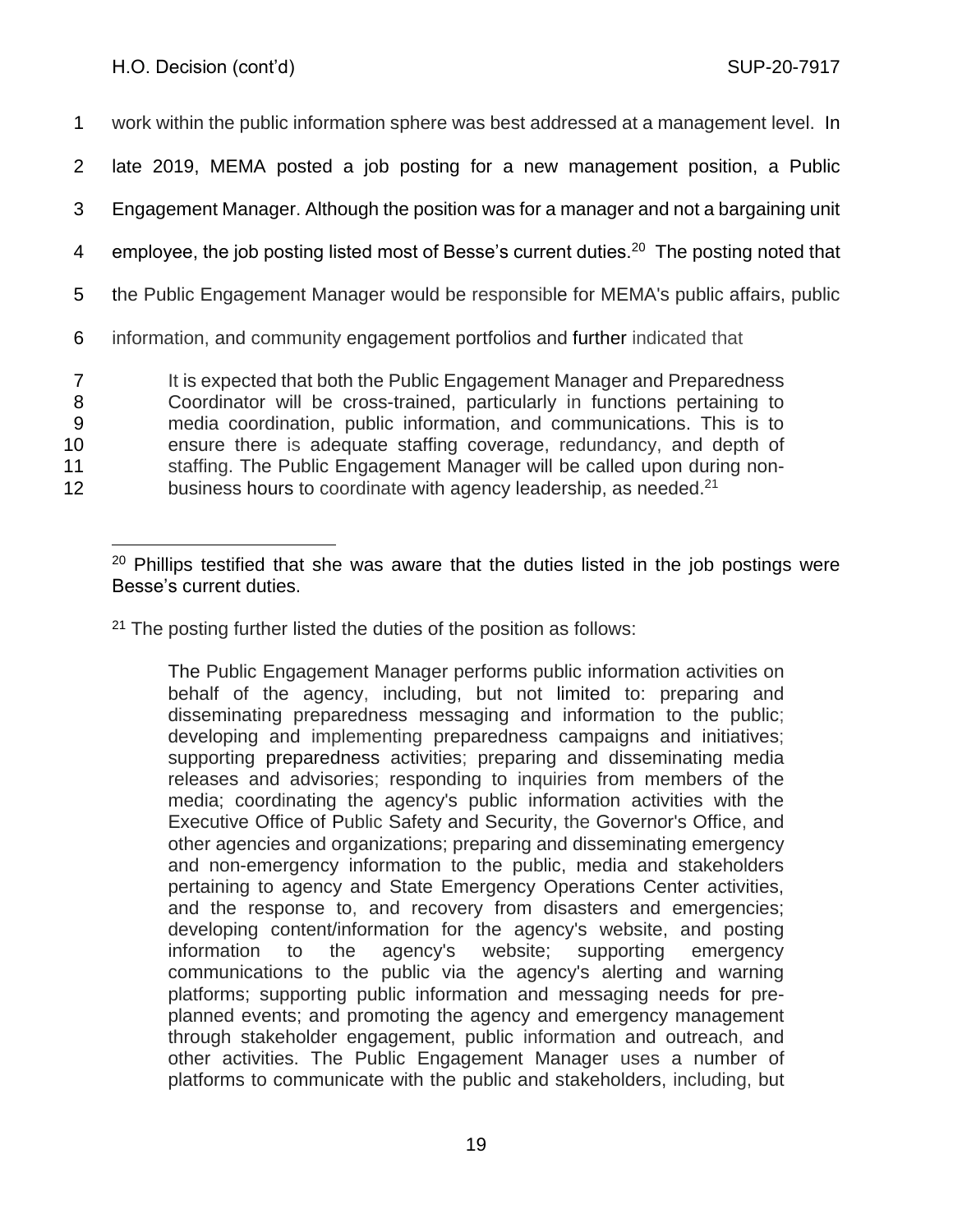work within the public information sphere was best addressed at a management level. In late 2019, MEMA posted a job posting for a new management position, a Public Engagement Manager. Although the position was for a manager and not a bargaining unit employee, the job posting listed most of Besse's current duties.[20] The posting noted that the Public Engagement Manager would be responsible for MEMA's public affairs, public information, and community engagement portfolios and further indicated that

> It is expected that both the Public Engagement Manager and Preparedness Coordinator will be cross-trained, particularly in functions pertaining to media coordination, public information, and communications. This is to ensure there is adequate staffing coverage, redundancy, and depth of staffing. The Public Engagement Manager will be called upon during non-business hours to coordinate with agency leadership, as needed.[21]

---

[20] Phillips testified that she was aware that the duties listed in the job postings were Besse's current duties.

[21] The posting further listed the duties of the position as follows:

> The Public Engagement Manager performs public information activities on behalf of the agency, including, but not limited to: preparing and disseminating preparedness messaging and information to the public; developing and implementing preparedness campaigns and initiatives; supporting preparedness activities; preparing and disseminating media releases and advisories; responding to inquiries from members of the media; coordinating the agency's public information activities with the Executive Office of Public Safety and Security, the Governor's Office, and other agencies and organizations; preparing and disseminating emergency and non-emergency information to the public, media and stakeholders pertaining to agency and State Emergency Operations Center activities, and the response to, and recovery from disasters and emergencies; developing content/information for the agency's website, and posting information to the agency's website; supporting emergency communications to the public via the agency's alerting and warning platforms; supporting public information and messaging needs for pre-planned events; and promoting the agency and emergency management through stakeholder engagement, public information and outreach, and other activities. The Public Engagement Manager uses a number of platforms to communicate with the public and stakeholders, including, but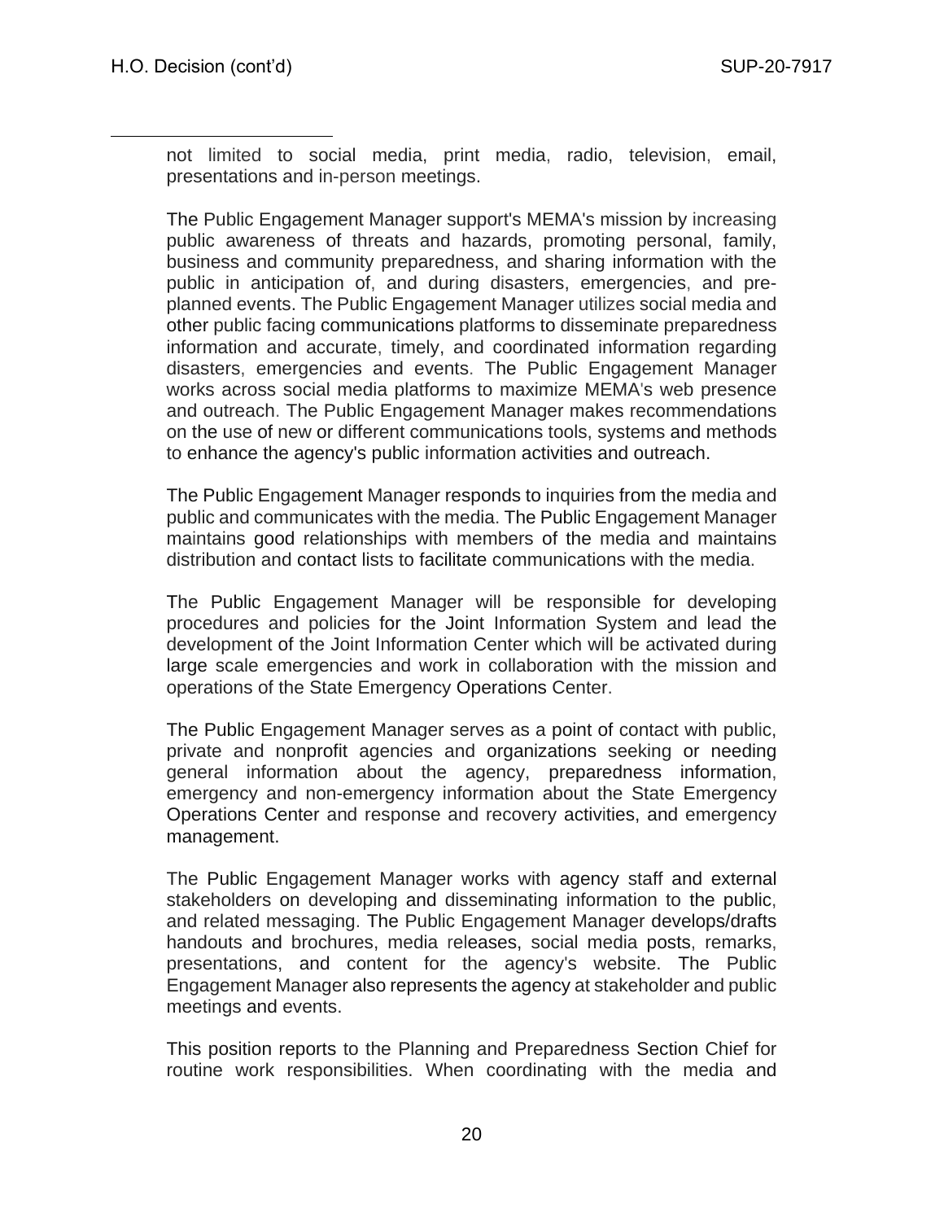not limited to social media, print media, radio, television, email, presentations and in-person meetings.

The Public Engagement Manager support's MEMA's mission by increasing public awareness of threats and hazards, promoting personal, family, business and community preparedness, and sharing information with the public in anticipation of, and during disasters, emergencies, and pre-planned events. The Public Engagement Manager utilizes social media and other public facing communications platforms to disseminate preparedness information and accurate, timely, and coordinated information regarding disasters, emergencies and events. The Public Engagement Manager works across social media platforms to maximize MEMA's web presence and outreach. The Public Engagement Manager makes recommendations on the use of new or different communications tools, systems and methods to enhance the agency's public information activities and outreach.

The Public Engagement Manager responds to inquiries from the media and public and communicates with the media. The Public Engagement Manager maintains good relationships with members of the media and maintains distribution and contact lists to facilitate communications with the media.

The Public Engagement Manager will be responsible for developing procedures and policies for the Joint Information System and lead the development of the Joint Information Center which will be activated during large scale emergencies and work in collaboration with the mission and operations of the State Emergency Operations Center.

The Public Engagement Manager serves as a point of contact with public, private and nonprofit agencies and organizations seeking or needing general information about the agency, preparedness information, emergency and non-emergency information about the State Emergency Operations Center and response and recovery activities, and emergency management.

The Public Engagement Manager works with agency staff and external stakeholders on developing and disseminating information to the public, and related messaging. The Public Engagement Manager develops/drafts handouts and brochures, media releases, social media posts, remarks, presentations, and content for the agency's website. The Public Engagement Manager also represents the agency at stakeholder and public meetings and events.

This position reports to the Planning and Preparedness Section Chief for routine work responsibilities. When coordinating with the media and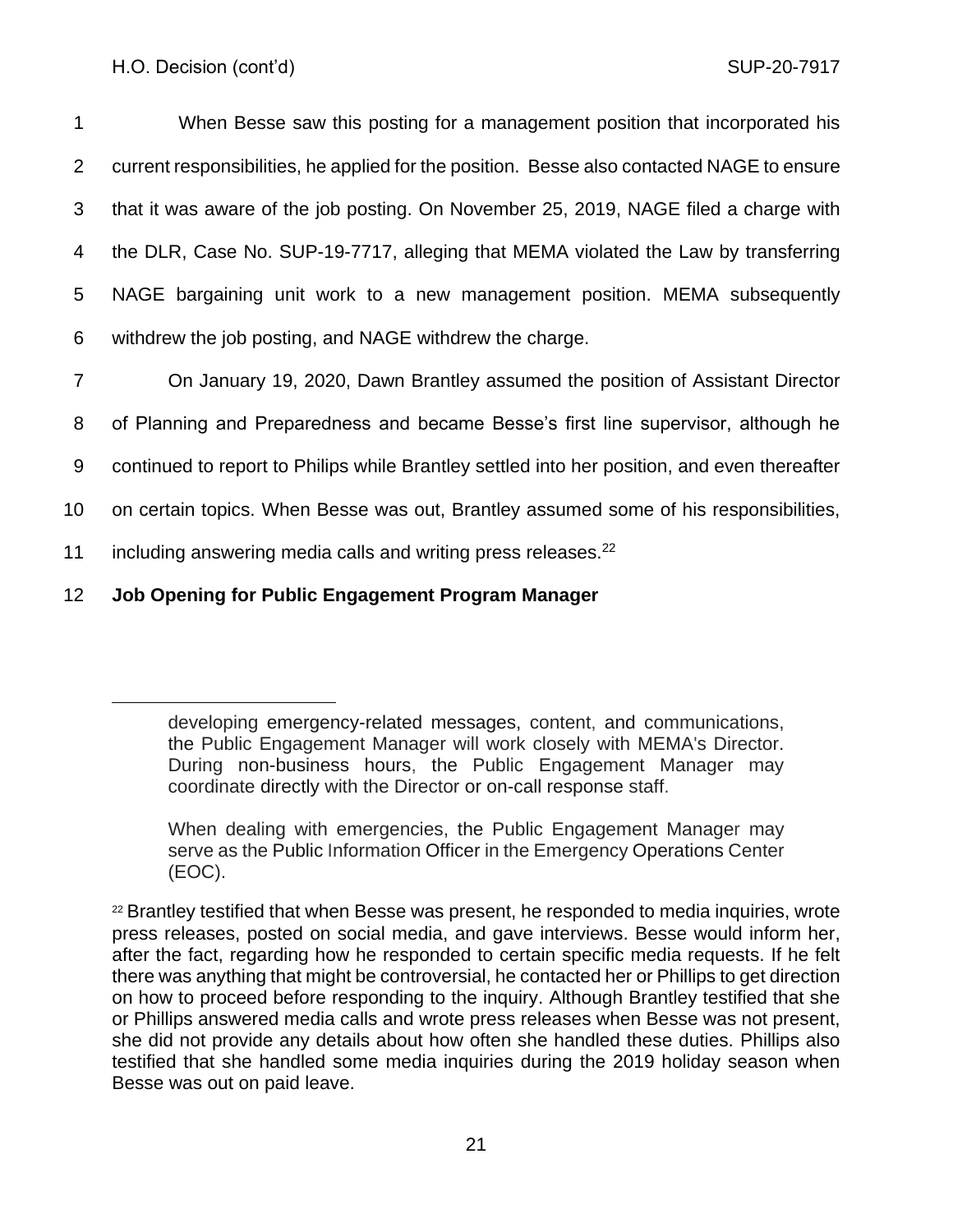When Besse saw this posting for a management position that incorporated his current responsibilities, he applied for the position. Besse also contacted NAGE to ensure that it was aware of the job posting. On November 25, 2019, NAGE filed a charge with the DLR, Case No. SUP-19-7717, alleging that MEMA violated the Law by transferring NAGE bargaining unit work to a new management position. MEMA subsequently withdrew the job posting, and NAGE withdrew the charge.

On January 19, 2020, Dawn Brantley assumed the position of Assistant Director of Planning and Preparedness and became Besse's first line supervisor, although he continued to report to Philips while Brantley settled into her position, and even thereafter on certain topics. When Besse was out, Brantley assumed some of his responsibilities, including answering media calls and writing press releases.[22]

**Job Opening for Public Engagement Program Manager**

---

> developing emergency-related messages, content, and communications, the Public Engagement Manager will work closely with MEMA's Director. During non-business hours, the Public Engagement Manager may coordinate directly with the Director or on-call response staff.
>
> When dealing with emergencies, the Public Engagement Manager may serve as the Public Information Officer in the Emergency Operations Center (EOC).

[22] Brantley testified that when Besse was present, he responded to media inquiries, wrote press releases, posted on social media, and gave interviews. Besse would inform her, after the fact, regarding how he responded to certain specific media requests. If he felt there was anything that might be controversial, he contacted her or Phillips to get direction on how to proceed before responding to the inquiry. Although Brantley testified that she or Phillips answered media calls and wrote press releases when Besse was not present, she did not provide any details about how often she handled these duties. Phillips also testified that she handled some media inquiries during the 2019 holiday season when Besse was out on paid leave.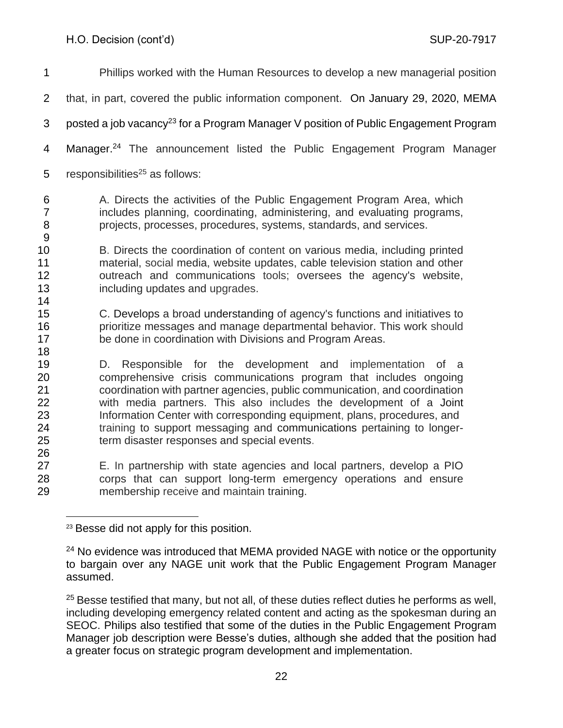Phillips worked with the Human Resources to develop a new managerial position that, in part, covered the public information component. On January 29, 2020, MEMA posted a job vacancy[23] for a Program Manager V position of Public Engagement Program Manager.[24] The announcement listed the Public Engagement Program Manager responsibilities[25] as follows:

> A. Directs the activities of the Public Engagement Program Area, which includes planning, coordinating, administering, and evaluating programs, projects, processes, procedures, systems, standards, and services.
>
> B. Directs the coordination of content on various media, including printed material, social media, website updates, cable television station and other outreach and communications tools; oversees the agency's website, including updates and upgrades.
>
> C. Develops a broad understanding of agency's functions and initiatives to prioritize messages and manage departmental behavior. This work should be done in coordination with Divisions and Program Areas.
>
> D. Responsible for the development and implementation of a comprehensive crisis communications program that includes ongoing coordination with partner agencies, public communication, and coordination with media partners. This also includes the development of a Joint Information Center with corresponding equipment, plans, procedures, and training to support messaging and communications pertaining to longer-term disaster responses and special events.
>
> E. In partnership with state agencies and local partners, develop a PIO corps that can support long-term emergency operations and ensure membership receive and maintain training.

---

[23] Besse did not apply for this position.

[24] No evidence was introduced that MEMA provided NAGE with notice or the opportunity to bargain over any NAGE unit work that the Public Engagement Program Manager assumed.

[25] Besse testified that many, but not all, of these duties reflect duties he performs as well, including developing emergency related content and acting as the spokesman during an SEOC. Philips also testified that some of the duties in the Public Engagement Program Manager job description were Besse's duties, although she added that the position had a greater focus on strategic program development and implementation.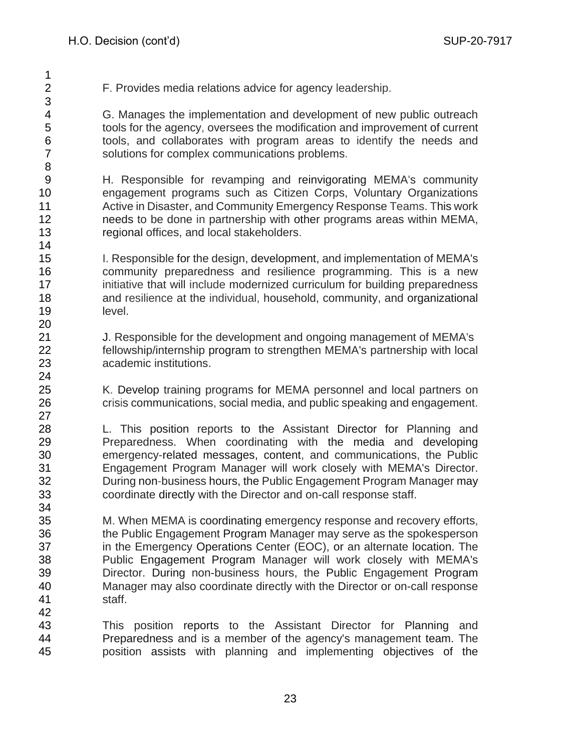F. Provides media relations advice for agency leadership.

G. Manages the implementation and development of new public outreach tools for the agency, oversees the modification and improvement of current tools, and collaborates with program areas to identify the needs and solutions for complex communications problems.

H. Responsible for revamping and reinvigorating MEMA's community engagement programs such as Citizen Corps, Voluntary Organizations Active in Disaster, and Community Emergency Response Teams. This work needs to be done in partnership with other programs areas within MEMA, regional offices, and local stakeholders.

I. Responsible for the design, development, and implementation of MEMA's community preparedness and resilience programming. This is a new initiative that will include modernized curriculum for building preparedness and resilience at the individual, household, community, and organizational level.

J. Responsible for the development and ongoing management of MEMA's fellowship/internship program to strengthen MEMA's partnership with local academic institutions.

K. Develop training programs for MEMA personnel and local partners on crisis communications, social media, and public speaking and engagement.

L. This position reports to the Assistant Director for Planning and Preparedness. When coordinating with the media and developing emergency-related messages, content, and communications, the Public Engagement Program Manager will work closely with MEMA's Director. During non-business hours, the Public Engagement Program Manager may coordinate directly with the Director and on-call response staff.

M. When MEMA is coordinating emergency response and recovery efforts, the Public Engagement Program Manager may serve as the spokesperson in the Emergency Operations Center (EOC), or an alternate location. The Public Engagement Program Manager will work closely with MEMA's Director. During non-business hours, the Public Engagement Program Manager may also coordinate directly with the Director or on-call response staff.

This position reports to the Assistant Director for Planning and Preparedness and is a member of the agency's management team. The position assists with planning and implementing objectives of the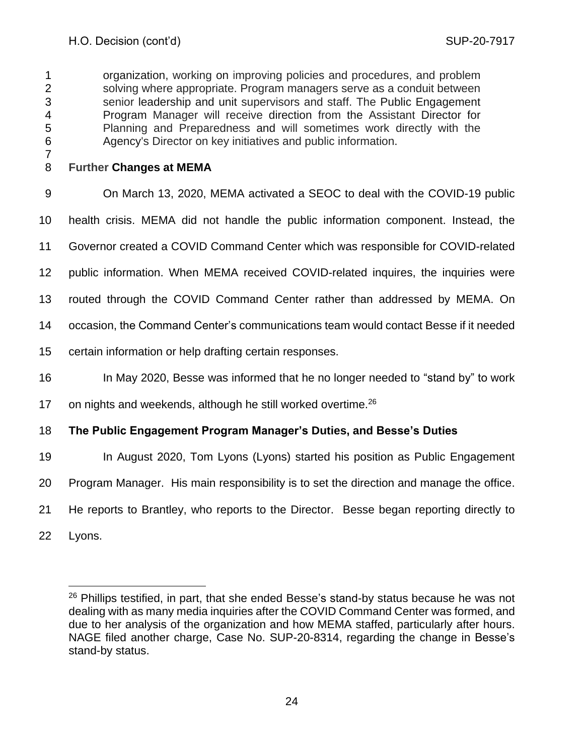> organization, working on improving policies and procedures, and problem solving where appropriate. Program managers serve as a conduit between senior leadership and unit supervisors and staff. The Public Engagement Program Manager will receive direction from the Assistant Director for Planning and Preparedness and will sometimes work directly with the Agency's Director on key initiatives and public information.

**Further Changes at MEMA**

On March 13, 2020, MEMA activated a SEOC to deal with the COVID-19 public health crisis. MEMA did not handle the public information component. Instead, the Governor created a COVID Command Center which was responsible for COVID-related public information. When MEMA received COVID-related inquires, the inquiries were routed through the COVID Command Center rather than addressed by MEMA. On occasion, the Command Center's communications team would contact Besse if it needed certain information or help drafting certain responses.

In May 2020, Besse was informed that he no longer needed to "stand by" to work on nights and weekends, although he still worked overtime.[26]

**The Public Engagement Program Manager's Duties, and Besse's Duties**

In August 2020, Tom Lyons (Lyons) started his position as Public Engagement Program Manager. His main responsibility is to set the direction and manage the office. He reports to Brantley, who reports to the Director. Besse began reporting directly to Lyons.

---

[26] Phillips testified, in part, that she ended Besse's stand-by status because he was not dealing with as many media inquiries after the COVID Command Center was formed, and due to her analysis of the organization and how MEMA staffed, particularly after hours. NAGE filed another charge, Case No. SUP-20-8314, regarding the change in Besse's stand-by status.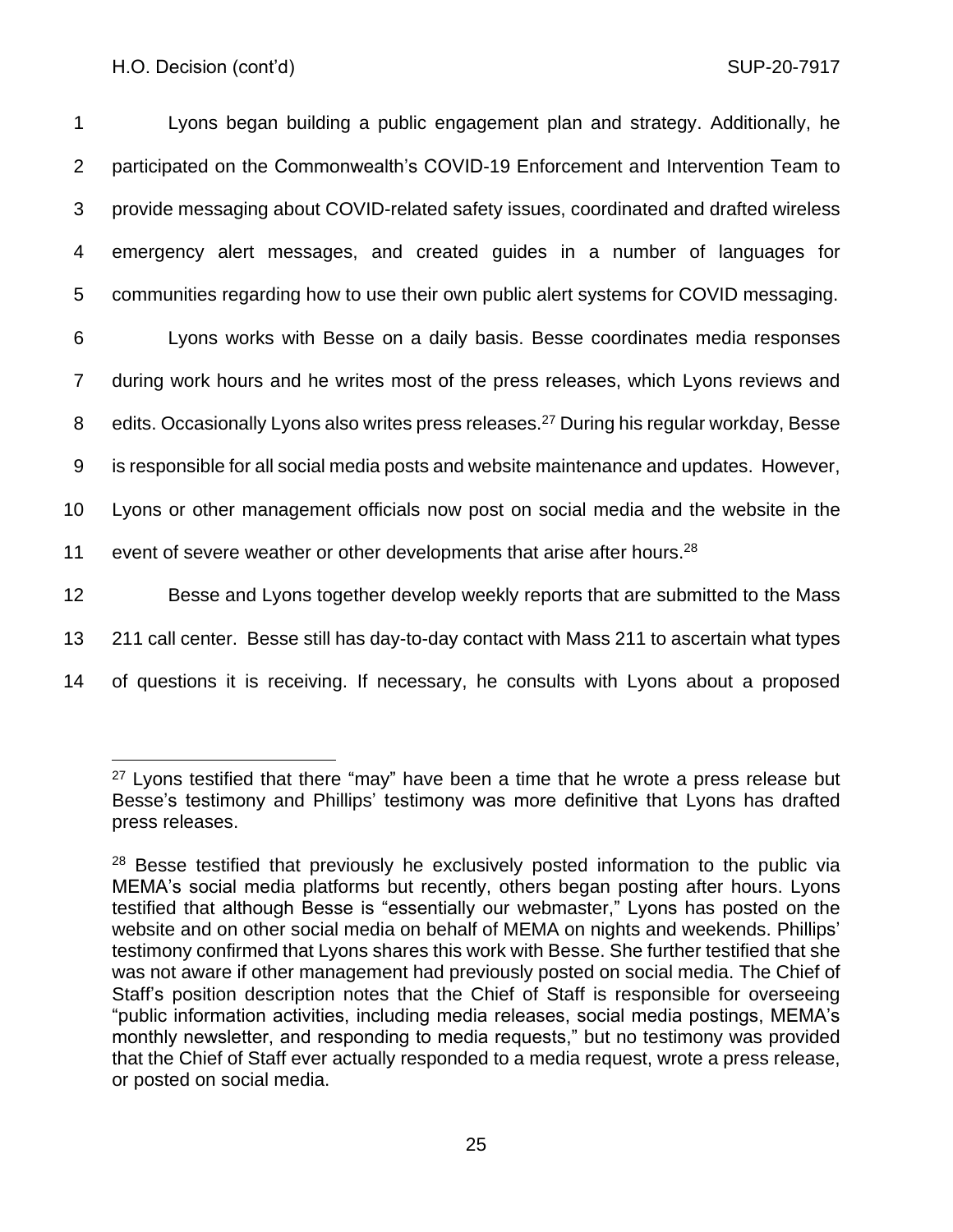Lyons began building a public engagement plan and strategy. Additionally, he participated on the Commonwealth's COVID-19 Enforcement and Intervention Team to provide messaging about COVID-related safety issues, coordinated and drafted wireless emergency alert messages, and created guides in a number of languages for communities regarding how to use their own public alert systems for COVID messaging.

Lyons works with Besse on a daily basis. Besse coordinates media responses during work hours and he writes most of the press releases, which Lyons reviews and edits. Occasionally Lyons also writes press releases.[27] During his regular workday, Besse is responsible for all social media posts and website maintenance and updates. However, Lyons or other management officials now post on social media and the website in the event of severe weather or other developments that arise after hours.[28]

Besse and Lyons together develop weekly reports that are submitted to the Mass 211 call center. Besse still has day-to-day contact with Mass 211 to ascertain what types of questions it is receiving. If necessary, he consults with Lyons about a proposed

---

[27] Lyons testified that there "may" have been a time that he wrote a press release but Besse's testimony and Phillips' testimony was more definitive that Lyons has drafted press releases.

[28] Besse testified that previously he exclusively posted information to the public via MEMA's social media platforms but recently, others began posting after hours. Lyons testified that although Besse is "essentially our webmaster," Lyons has posted on the website and on other social media on behalf of MEMA on nights and weekends. Phillips' testimony confirmed that Lyons shares this work with Besse. She further testified that she was not aware if other management had previously posted on social media. The Chief of Staff's position description notes that the Chief of Staff is responsible for overseeing "public information activities, including media releases, social media postings, MEMA's monthly newsletter, and responding to media requests," but no testimony was provided that the Chief of Staff ever actually responded to a media request, wrote a press release, or posted on social media.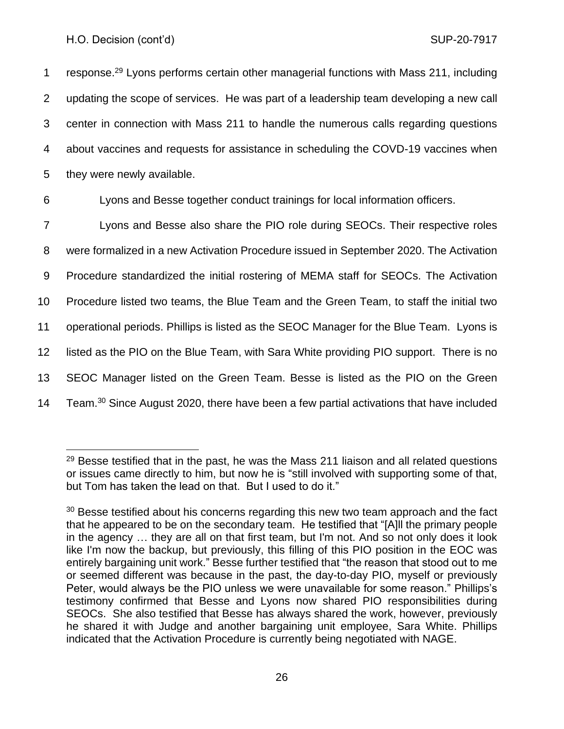response.[29] Lyons performs certain other managerial functions with Mass 211, including updating the scope of services. He was part of a leadership team developing a new call center in connection with Mass 211 to handle the numerous calls regarding questions about vaccines and requests for assistance in scheduling the COVD-19 vaccines when they were newly available.

Lyons and Besse together conduct trainings for local information officers.

Lyons and Besse also share the PIO role during SEOCs. Their respective roles were formalized in a new Activation Procedure issued in September 2020. The Activation Procedure standardized the initial rostering of MEMA staff for SEOCs. The Activation Procedure listed two teams, the Blue Team and the Green Team, to staff the initial two operational periods. Phillips is listed as the SEOC Manager for the Blue Team. Lyons is listed as the PIO on the Blue Team, with Sara White providing PIO support. There is no SEOC Manager listed on the Green Team. Besse is listed as the PIO on the Green Team.[30] Since August 2020, there have been a few partial activations that have included

---

[29] Besse testified that in the past, he was the Mass 211 liaison and all related questions or issues came directly to him, but now he is "still involved with supporting some of that, but Tom has taken the lead on that. But I used to do it."

[30] Besse testified about his concerns regarding this new two team approach and the fact that he appeared to be on the secondary team. He testified that "[A]ll the primary people in the agency … they are all on that first team, but I'm not. And so not only does it look like I'm now the backup, but previously, this filling of this PIO position in the EOC was entirely bargaining unit work." Besse further testified that "the reason that stood out to me or seemed different was because in the past, the day-to-day PIO, myself or previously Peter, would always be the PIO unless we were unavailable for some reason." Phillips's testimony confirmed that Besse and Lyons now shared PIO responsibilities during SEOCs. She also testified that Besse has always shared the work, however, previously he shared it with Judge and another bargaining unit employee, Sara White. Phillips indicated that the Activation Procedure is currently being negotiated with NAGE.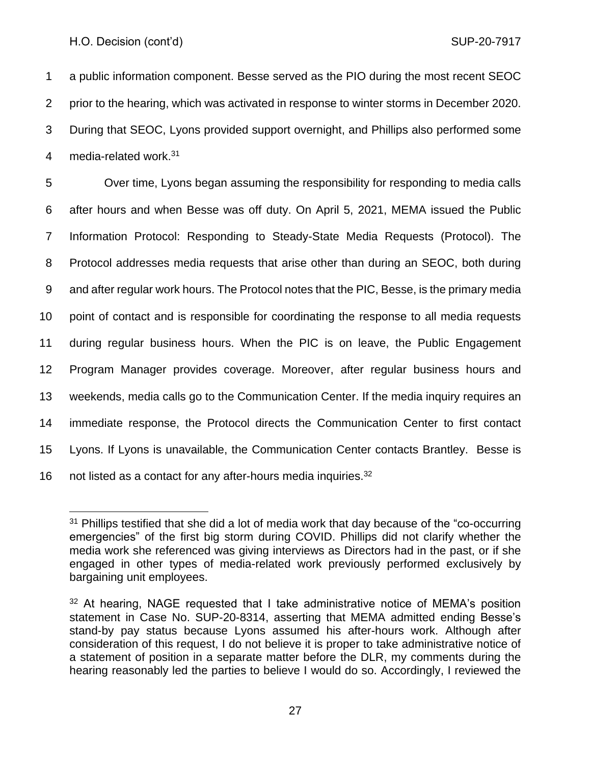a public information component. Besse served as the PIO during the most recent SEOC prior to the hearing, which was activated in response to winter storms in December 2020. During that SEOC, Lyons provided support overnight, and Phillips also performed some media-related work.[31]

Over time, Lyons began assuming the responsibility for responding to media calls after hours and when Besse was off duty. On April 5, 2021, MEMA issued the Public Information Protocol: Responding to Steady-State Media Requests (Protocol). The Protocol addresses media requests that arise other than during an SEOC, both during and after regular work hours. The Protocol notes that the PIC, Besse, is the primary media point of contact and is responsible for coordinating the response to all media requests during regular business hours. When the PIC is on leave, the Public Engagement Program Manager provides coverage. Moreover, after regular business hours and weekends, media calls go to the Communication Center. If the media inquiry requires an immediate response, the Protocol directs the Communication Center to first contact Lyons. If Lyons is unavailable, the Communication Center contacts Brantley. Besse is not listed as a contact for any after-hours media inquiries.[32]

---

[31] Phillips testified that she did a lot of media work that day because of the "co-occurring emergencies" of the first big storm during COVID. Phillips did not clarify whether the media work she referenced was giving interviews as Directors had in the past, or if she engaged in other types of media-related work previously performed exclusively by bargaining unit employees.

[32] At hearing, NAGE requested that I take administrative notice of MEMA's position statement in Case No. SUP-20-8314, asserting that MEMA admitted ending Besse's stand-by pay status because Lyons assumed his after-hours work. Although after consideration of this request, I do not believe it is proper to take administrative notice of a statement of position in a separate matter before the DLR, my comments during the hearing reasonably led the parties to believe I would do so. Accordingly, I reviewed the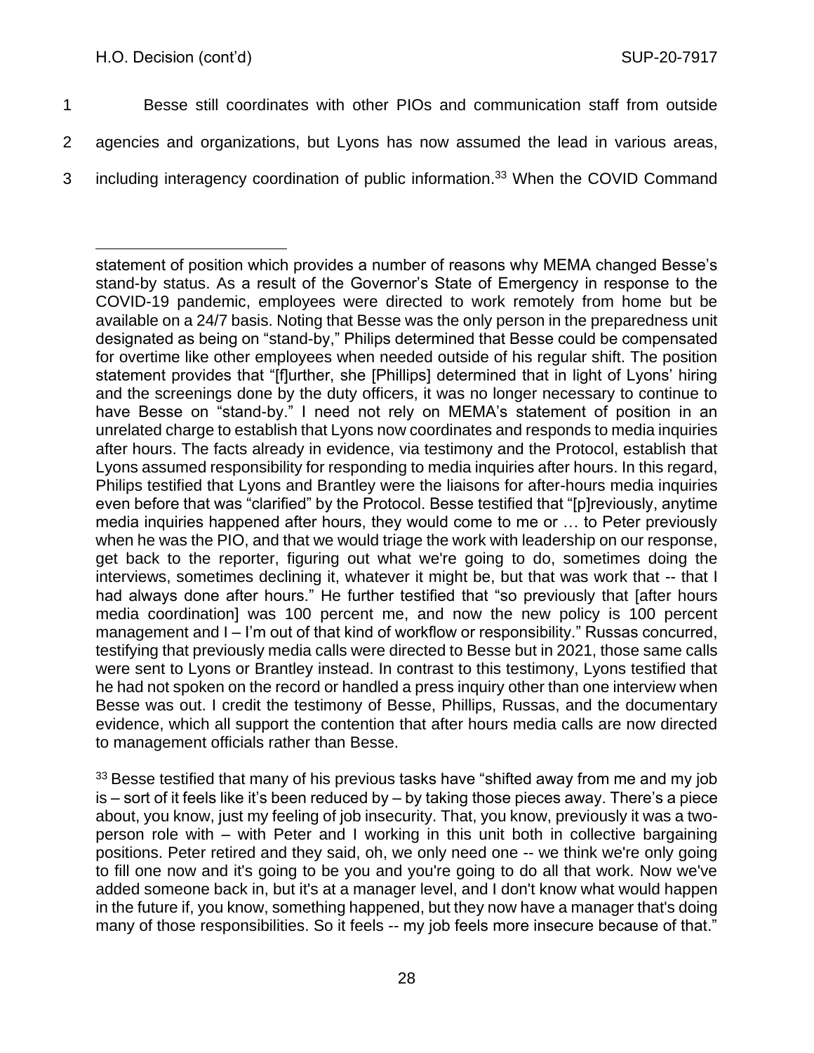Besse still coordinates with other PIOs and communication staff from outside agencies and organizations, but Lyons has now assumed the lead in various areas, including interagency coordination of public information.[33] When the COVID Command

---

statement of position which provides a number of reasons why MEMA changed Besse's stand-by status. As a result of the Governor's State of Emergency in response to the COVID-19 pandemic, employees were directed to work remotely from home but be available on a 24/7 basis. Noting that Besse was the only person in the preparedness unit designated as being on "stand-by," Philips determined that Besse could be compensated for overtime like other employees when needed outside of his regular shift. The position statement provides that "[f]urther, she [Phillips] determined that in light of Lyons' hiring and the screenings done by the duty officers, it was no longer necessary to continue to have Besse on "stand-by." I need not rely on MEMA's statement of position in an unrelated charge to establish that Lyons now coordinates and responds to media inquiries after hours. The facts already in evidence, via testimony and the Protocol, establish that Lyons assumed responsibility for responding to media inquiries after hours. In this regard, Philips testified that Lyons and Brantley were the liaisons for after-hours media inquiries even before that was "clarified" by the Protocol. Besse testified that "[p]reviously, anytime media inquiries happened after hours, they would come to me or … to Peter previously when he was the PIO, and that we would triage the work with leadership on our response, get back to the reporter, figuring out what we're going to do, sometimes doing the interviews, sometimes declining it, whatever it might be, but that was work that -- that I had always done after hours." He further testified that "so previously that [after hours media coordination] was 100 percent me, and now the new policy is 100 percent management and I – I'm out of that kind of workflow or responsibility." Russas concurred, testifying that previously media calls were directed to Besse but in 2021, those same calls were sent to Lyons or Brantley instead. In contrast to this testimony, Lyons testified that he had not spoken on the record or handled a press inquiry other than one interview when Besse was out. I credit the testimony of Besse, Phillips, Russas, and the documentary evidence, which all support the contention that after hours media calls are now directed to management officials rather than Besse.

[33] Besse testified that many of his previous tasks have "shifted away from me and my job is – sort of it feels like it's been reduced by – by taking those pieces away. There's a piece about, you know, just my feeling of job insecurity. That, you know, previously it was a two-person role with – with Peter and I working in this unit both in collective bargaining positions. Peter retired and they said, oh, we only need one -- we think we're only going to fill one now and it's going to be you and you're going to do all that work. Now we've added someone back in, but it's at a manager level, and I don't know what would happen in the future if, you know, something happened, but they now have a manager that's doing many of those responsibilities. So it feels -- my job feels more insecure because of that."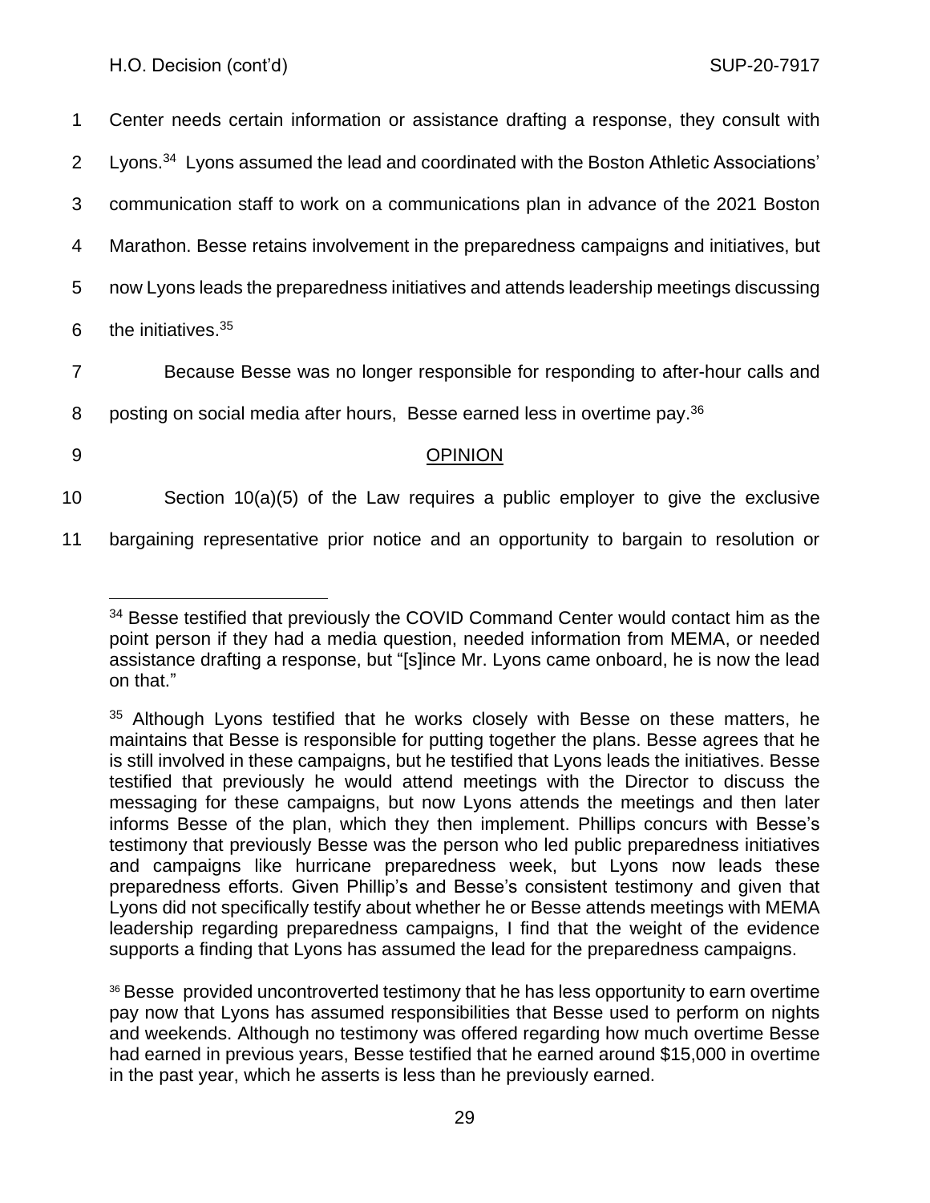Center needs certain information or assistance drafting a response, they consult with Lyons.[34] Lyons assumed the lead and coordinated with the Boston Athletic Associations' communication staff to work on a communications plan in advance of the 2021 Boston Marathon. Besse retains involvement in the preparedness campaigns and initiatives, but now Lyons leads the preparedness initiatives and attends leadership meetings discussing the initiatives.[35]

Because Besse was no longer responsible for responding to after-hour calls and posting on social media after hours, Besse earned less in overtime pay.[36]

## OPINION

Section 10(a)(5) of the Law requires a public employer to give the exclusive bargaining representative prior notice and an opportunity to bargain to resolution or

---

[34] Besse testified that previously the COVID Command Center would contact him as the point person if they had a media question, needed information from MEMA, or needed assistance drafting a response, but "[s]ince Mr. Lyons came onboard, he is now the lead on that."

[35] Although Lyons testified that he works closely with Besse on these matters, he maintains that Besse is responsible for putting together the plans. Besse agrees that he is still involved in these campaigns, but he testified that Lyons leads the initiatives. Besse testified that previously he would attend meetings with the Director to discuss the messaging for these campaigns, but now Lyons attends the meetings and then later informs Besse of the plan, which they then implement. Phillips concurs with Besse's testimony that previously Besse was the person who led public preparedness initiatives and campaigns like hurricane preparedness week, but Lyons now leads these preparedness efforts. Given Phillip's and Besse's consistent testimony and given that Lyons did not specifically testify about whether he or Besse attends meetings with MEMA leadership regarding preparedness campaigns, I find that the weight of the evidence supports a finding that Lyons has assumed the lead for the preparedness campaigns.

[36] Besse provided uncontroverted testimony that he has less opportunity to earn overtime pay now that Lyons has assumed responsibilities that Besse used to perform on nights and weekends. Although no testimony was offered regarding how much overtime Besse had earned in previous years, Besse testified that he earned around $15,000 in overtime in the past year, which he asserts is less than he previously earned.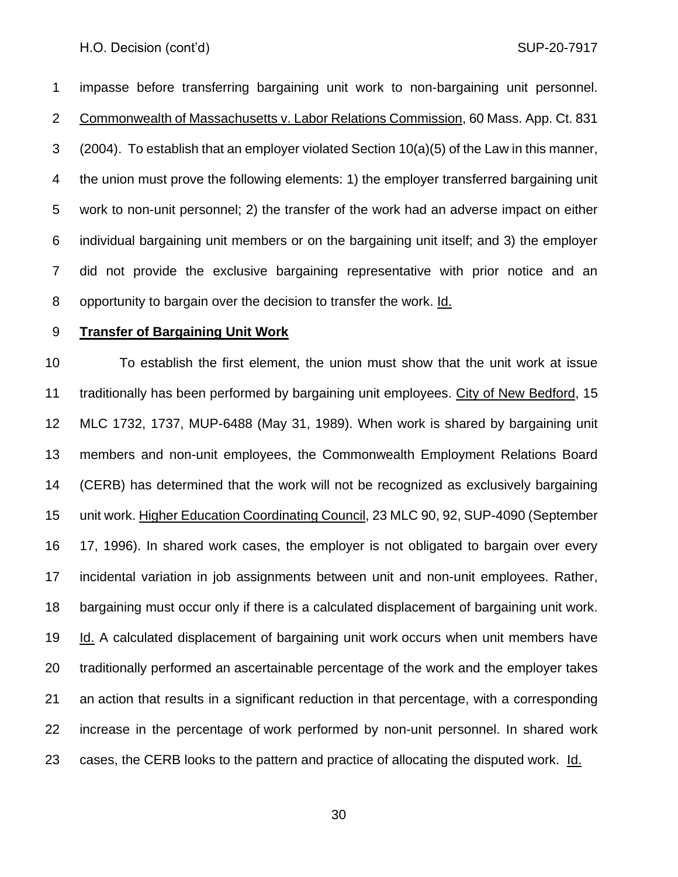impasse before transferring bargaining unit work to non-bargaining unit personnel. Commonwealth of Massachusetts v. Labor Relations Commission, 60 Mass. App. Ct. 831 (2004). To establish that an employer violated Section 10(a)(5) of the Law in this manner, the union must prove the following elements: 1) the employer transferred bargaining unit work to non-unit personnel; 2) the transfer of the work had an adverse impact on either individual bargaining unit members or on the bargaining unit itself; and 3) the employer did not provide the exclusive bargaining representative with prior notice and an opportunity to bargain over the decision to transfer the work. Id.

**Transfer of Bargaining Unit Work**

To establish the first element, the union must show that the unit work at issue traditionally has been performed by bargaining unit employees. City of New Bedford, 15 MLC 1732, 1737, MUP-6488 (May 31, 1989). When work is shared by bargaining unit members and non-unit employees, the Commonwealth Employment Relations Board (CERB) has determined that the work will not be recognized as exclusively bargaining unit work. Higher Education Coordinating Council, 23 MLC 90, 92, SUP-4090 (September 17, 1996). In shared work cases, the employer is not obligated to bargain over every incidental variation in job assignments between unit and non-unit employees. Rather, bargaining must occur only if there is a calculated displacement of bargaining unit work. Id. A calculated displacement of bargaining unit work occurs when unit members have traditionally performed an ascertainable percentage of the work and the employer takes an action that results in a significant reduction in that percentage, with a corresponding increase in the percentage of work performed by non-unit personnel. In shared work cases, the CERB looks to the pattern and practice of allocating the disputed work. Id.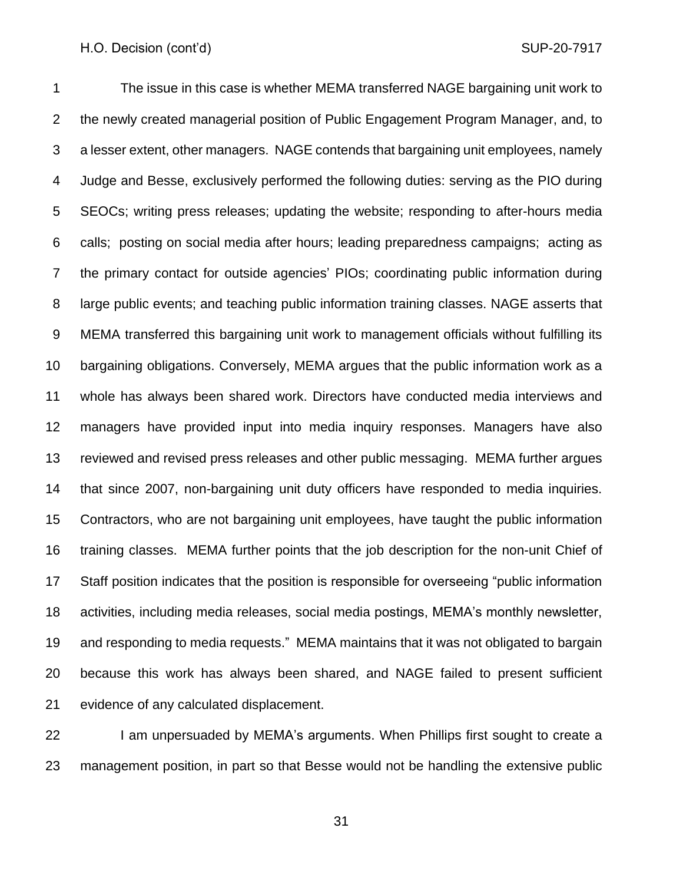The issue in this case is whether MEMA transferred NAGE bargaining unit work to the newly created managerial position of Public Engagement Program Manager, and, to a lesser extent, other managers. NAGE contends that bargaining unit employees, namely Judge and Besse, exclusively performed the following duties: serving as the PIO during SEOCs; writing press releases; updating the website; responding to after-hours media calls; posting on social media after hours; leading preparedness campaigns; acting as the primary contact for outside agencies' PIOs; coordinating public information during large public events; and teaching public information training classes. NAGE asserts that MEMA transferred this bargaining unit work to management officials without fulfilling its bargaining obligations. Conversely, MEMA argues that the public information work as a whole has always been shared work. Directors have conducted media interviews and managers have provided input into media inquiry responses. Managers have also reviewed and revised press releases and other public messaging. MEMA further argues that since 2007, non-bargaining unit duty officers have responded to media inquiries. Contractors, who are not bargaining unit employees, have taught the public information training classes. MEMA further points that the job description for the non-unit Chief of Staff position indicates that the position is responsible for overseeing "public information activities, including media releases, social media postings, MEMA's monthly newsletter, and responding to media requests." MEMA maintains that it was not obligated to bargain because this work has always been shared, and NAGE failed to present sufficient evidence of any calculated displacement.

I am unpersuaded by MEMA's arguments. When Phillips first sought to create a management position, in part so that Besse would not be handling the extensive public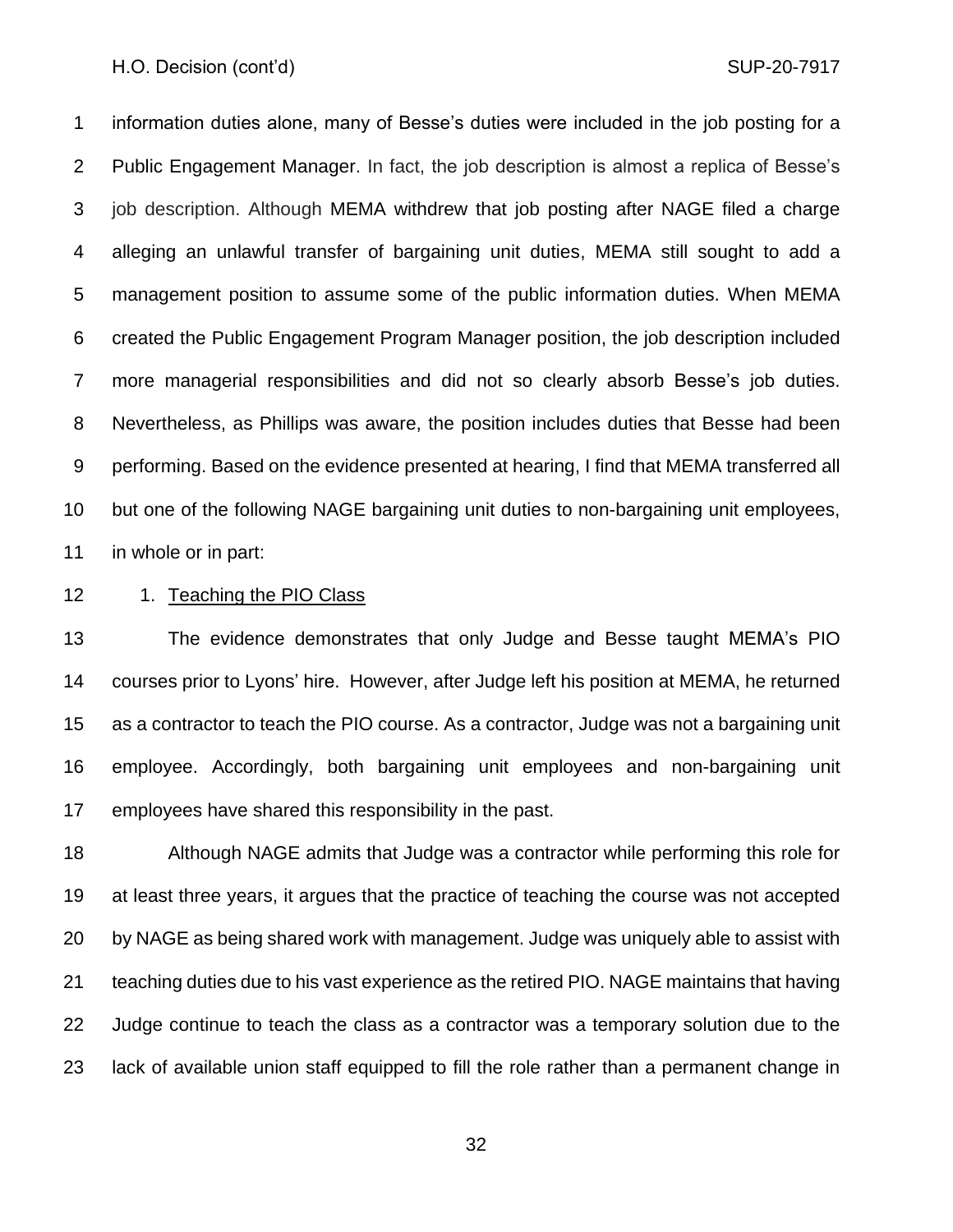information duties alone, many of Besse's duties were included in the job posting for a Public Engagement Manager. In fact, the job description is almost a replica of Besse's job description. Although MEMA withdrew that job posting after NAGE filed a charge alleging an unlawful transfer of bargaining unit duties, MEMA still sought to add a management position to assume some of the public information duties. When MEMA created the Public Engagement Program Manager position, the job description included more managerial responsibilities and did not so clearly absorb Besse's job duties. Nevertheless, as Phillips was aware, the position includes duties that Besse had been performing. Based on the evidence presented at hearing, I find that MEMA transferred all but one of the following NAGE bargaining unit duties to non-bargaining unit employees, in whole or in part:

1. <u>Teaching the PIO Class</u>

The evidence demonstrates that only Judge and Besse taught MEMA's PIO courses prior to Lyons' hire. However, after Judge left his position at MEMA, he returned as a contractor to teach the PIO course. As a contractor, Judge was not a bargaining unit employee. Accordingly, both bargaining unit employees and non-bargaining unit employees have shared this responsibility in the past.

Although NAGE admits that Judge was a contractor while performing this role for at least three years, it argues that the practice of teaching the course was not accepted by NAGE as being shared work with management. Judge was uniquely able to assist with teaching duties due to his vast experience as the retired PIO. NAGE maintains that having Judge continue to teach the class as a contractor was a temporary solution due to the lack of available union staff equipped to fill the role rather than a permanent change in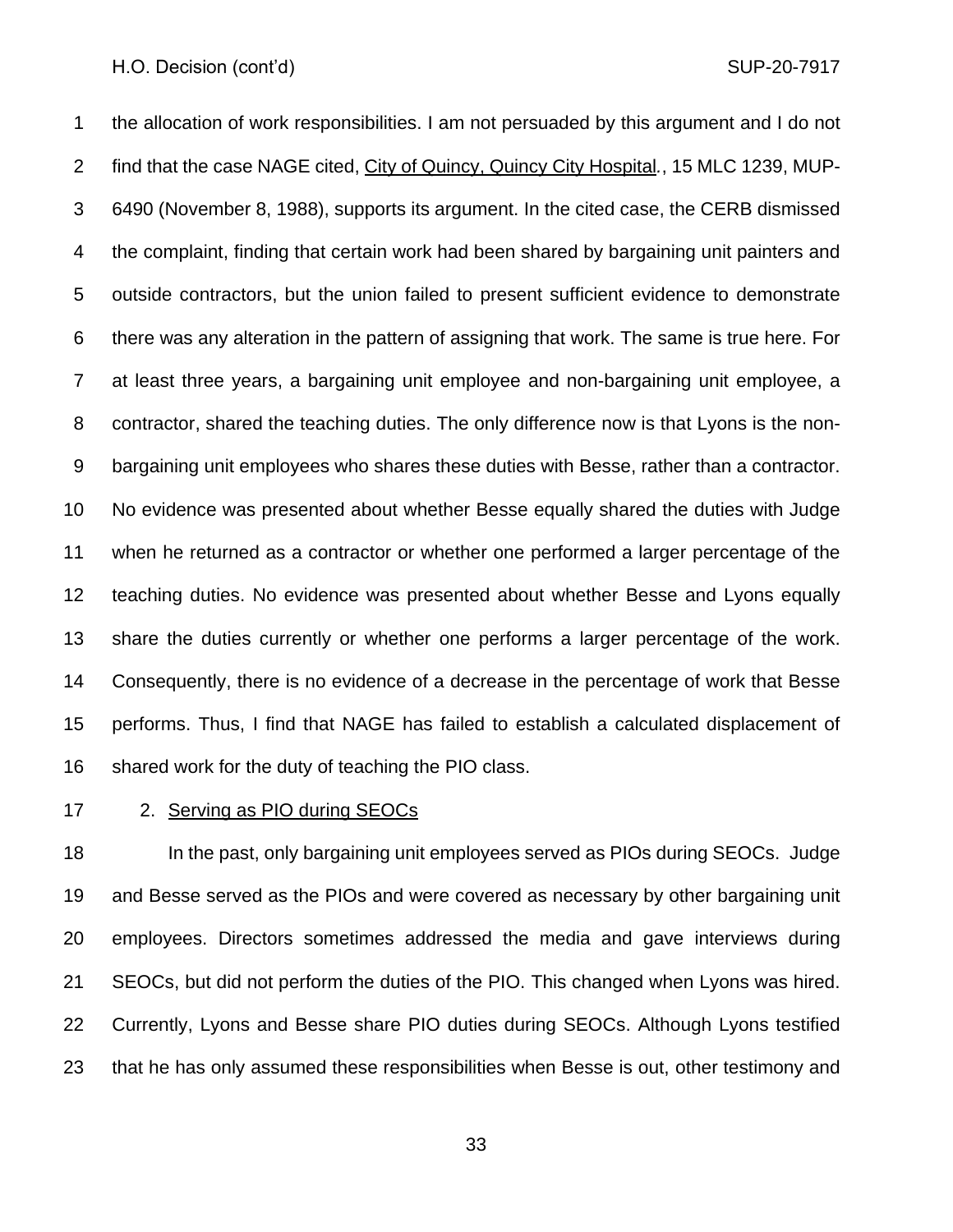the allocation of work responsibilities. I am not persuaded by this argument and I do not find that the case NAGE cited, City of Quincy, Quincy City Hospital., 15 MLC 1239, MUP-6490 (November 8, 1988), supports its argument. In the cited case, the CERB dismissed the complaint, finding that certain work had been shared by bargaining unit painters and outside contractors, but the union failed to present sufficient evidence to demonstrate there was any alteration in the pattern of assigning that work. The same is true here. For at least three years, a bargaining unit employee and non-bargaining unit employee, a contractor, shared the teaching duties. The only difference now is that Lyons is the non-bargaining unit employees who shares these duties with Besse, rather than a contractor. No evidence was presented about whether Besse equally shared the duties with Judge when he returned as a contractor or whether one performed a larger percentage of the teaching duties. No evidence was presented about whether Besse and Lyons equally share the duties currently or whether one performs a larger percentage of the work. Consequently, there is no evidence of a decrease in the percentage of work that Besse performs. Thus, I find that NAGE has failed to establish a calculated displacement of shared work for the duty of teaching the PIO class.

2. Serving as PIO during SEOCs

In the past, only bargaining unit employees served as PIOs during SEOCs. Judge and Besse served as the PIOs and were covered as necessary by other bargaining unit employees. Directors sometimes addressed the media and gave interviews during SEOCs, but did not perform the duties of the PIO. This changed when Lyons was hired. Currently, Lyons and Besse share PIO duties during SEOCs. Although Lyons testified that he has only assumed these responsibilities when Besse is out, other testimony and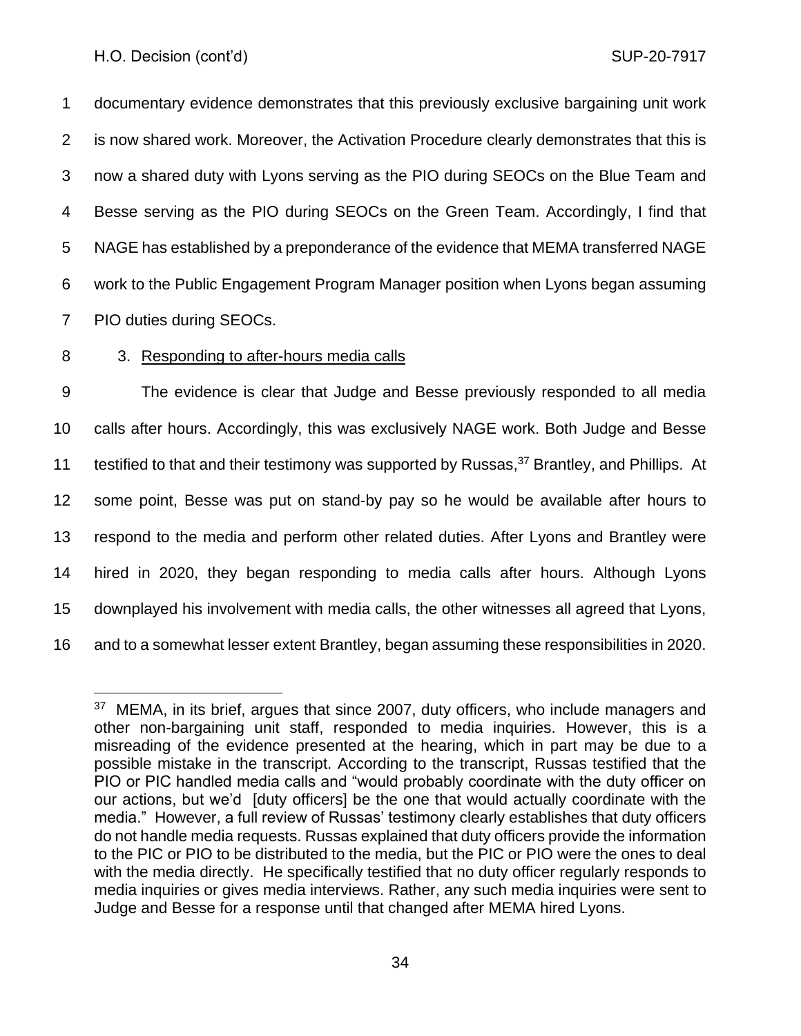documentary evidence demonstrates that this previously exclusive bargaining unit work is now shared work. Moreover, the Activation Procedure clearly demonstrates that this is now a shared duty with Lyons serving as the PIO during SEOCs on the Blue Team and Besse serving as the PIO during SEOCs on the Green Team. Accordingly, I find that NAGE has established by a preponderance of the evidence that MEMA transferred NAGE work to the Public Engagement Program Manager position when Lyons began assuming PIO duties during SEOCs.

3. Responding to after-hours media calls

The evidence is clear that Judge and Besse previously responded to all media calls after hours. Accordingly, this was exclusively NAGE work. Both Judge and Besse testified to that and their testimony was supported by Russas,[37] Brantley, and Phillips. At some point, Besse was put on stand-by pay so he would be available after hours to respond to the media and perform other related duties. After Lyons and Brantley were hired in 2020, they began responding to media calls after hours. Although Lyons downplayed his involvement with media calls, the other witnesses all agreed that Lyons, and to a somewhat lesser extent Brantley, began assuming these responsibilities in 2020.

[37] MEMA, in its brief, argues that since 2007, duty officers, who include managers and other non-bargaining unit staff, responded to media inquiries. However, this is a misreading of the evidence presented at the hearing, which in part may be due to a possible mistake in the transcript. According to the transcript, Russas testified that the PIO or PIC handled media calls and "would probably coordinate with the duty officer on our actions, but we'd [duty officers] be the one that would actually coordinate with the media." However, a full review of Russas' testimony clearly establishes that duty officers do not handle media requests. Russas explained that duty officers provide the information to the PIC or PIO to be distributed to the media, but the PIC or PIO were the ones to deal with the media directly. He specifically testified that no duty officer regularly responds to media inquiries or gives media interviews. Rather, any such media inquiries were sent to Judge and Besse for a response until that changed after MEMA hired Lyons.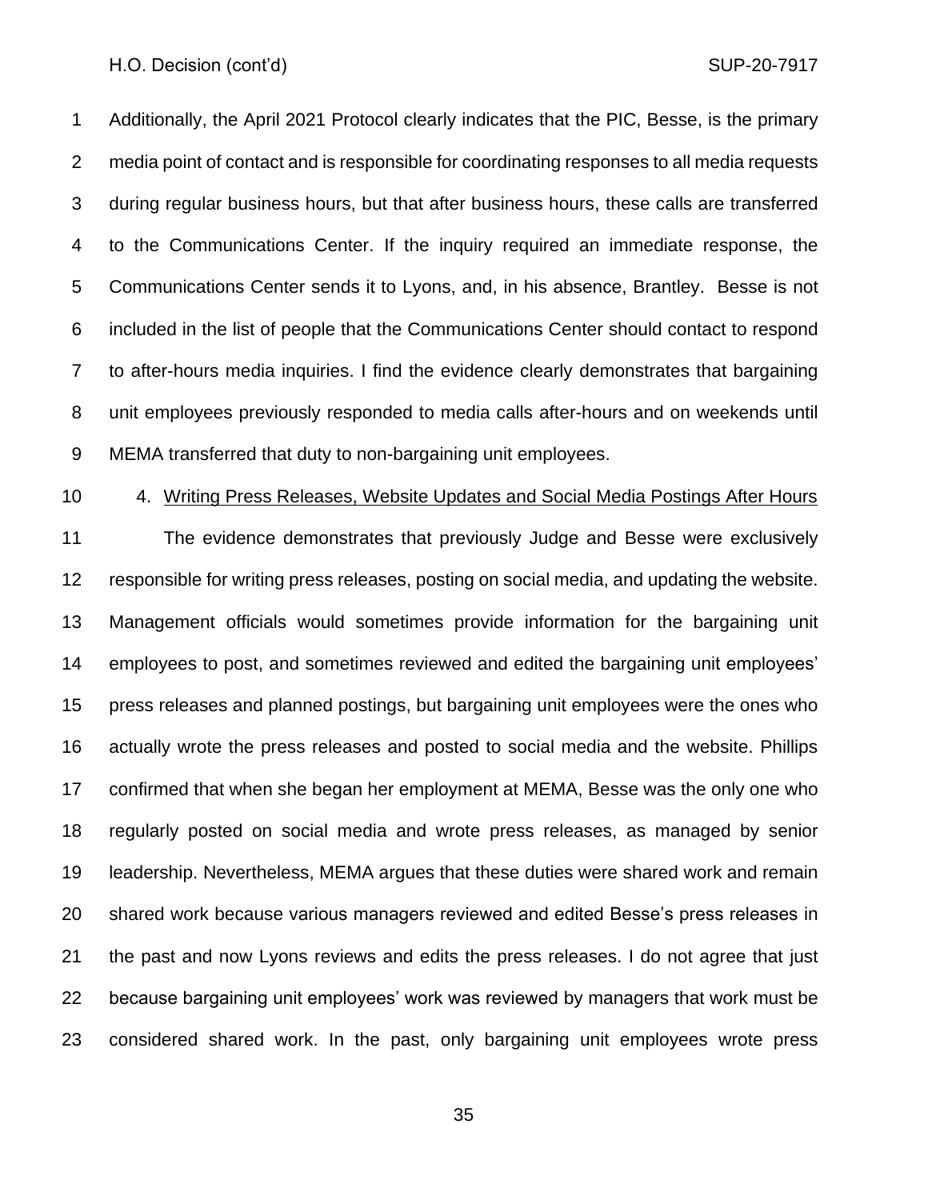Additionally, the April 2021 Protocol clearly indicates that the PIC, Besse, is the primary media point of contact and is responsible for coordinating responses to all media requests during regular business hours, but that after business hours, these calls are transferred to the Communications Center. If the inquiry required an immediate response, the Communications Center sends it to Lyons, and, in his absence, Brantley. Besse is not included in the list of people that the Communications Center should contact to respond to after-hours media inquiries. I find the evidence clearly demonstrates that bargaining unit employees previously responded to media calls after-hours and on weekends until MEMA transferred that duty to non-bargaining unit employees.

4. Writing Press Releases, Website Updates and Social Media Postings After Hours

The evidence demonstrates that previously Judge and Besse were exclusively responsible for writing press releases, posting on social media, and updating the website. Management officials would sometimes provide information for the bargaining unit employees to post, and sometimes reviewed and edited the bargaining unit employees' press releases and planned postings, but bargaining unit employees were the ones who actually wrote the press releases and posted to social media and the website. Phillips confirmed that when she began her employment at MEMA, Besse was the only one who regularly posted on social media and wrote press releases, as managed by senior leadership. Nevertheless, MEMA argues that these duties were shared work and remain shared work because various managers reviewed and edited Besse's press releases in the past and now Lyons reviews and edits the press releases. I do not agree that just because bargaining unit employees' work was reviewed by managers that work must be considered shared work. In the past, only bargaining unit employees wrote press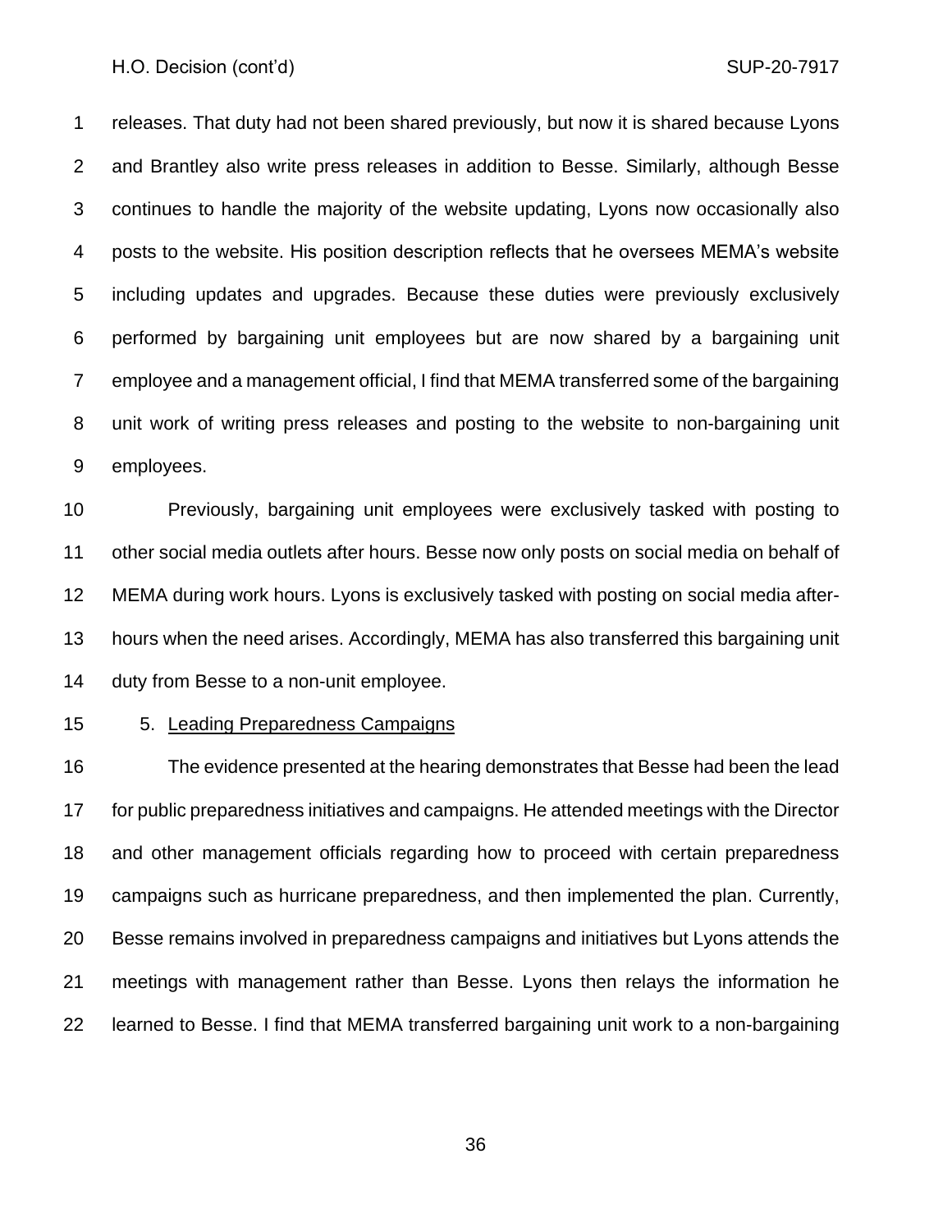releases. That duty had not been shared previously, but now it is shared because Lyons and Brantley also write press releases in addition to Besse. Similarly, although Besse continues to handle the majority of the website updating, Lyons now occasionally also posts to the website. His position description reflects that he oversees MEMA's website including updates and upgrades. Because these duties were previously exclusively performed by bargaining unit employees but are now shared by a bargaining unit employee and a management official, I find that MEMA transferred some of the bargaining unit work of writing press releases and posting to the website to non-bargaining unit employees.

Previously, bargaining unit employees were exclusively tasked with posting to other social media outlets after hours. Besse now only posts on social media on behalf of MEMA during work hours. Lyons is exclusively tasked with posting on social media after-hours when the need arises. Accordingly, MEMA has also transferred this bargaining unit duty from Besse to a non-unit employee.

5. <u>Leading Preparedness Campaigns</u>

The evidence presented at the hearing demonstrates that Besse had been the lead for public preparedness initiatives and campaigns. He attended meetings with the Director and other management officials regarding how to proceed with certain preparedness campaigns such as hurricane preparedness, and then implemented the plan. Currently, Besse remains involved in preparedness campaigns and initiatives but Lyons attends the meetings with management rather than Besse. Lyons then relays the information he learned to Besse. I find that MEMA transferred bargaining unit work to a non-bargaining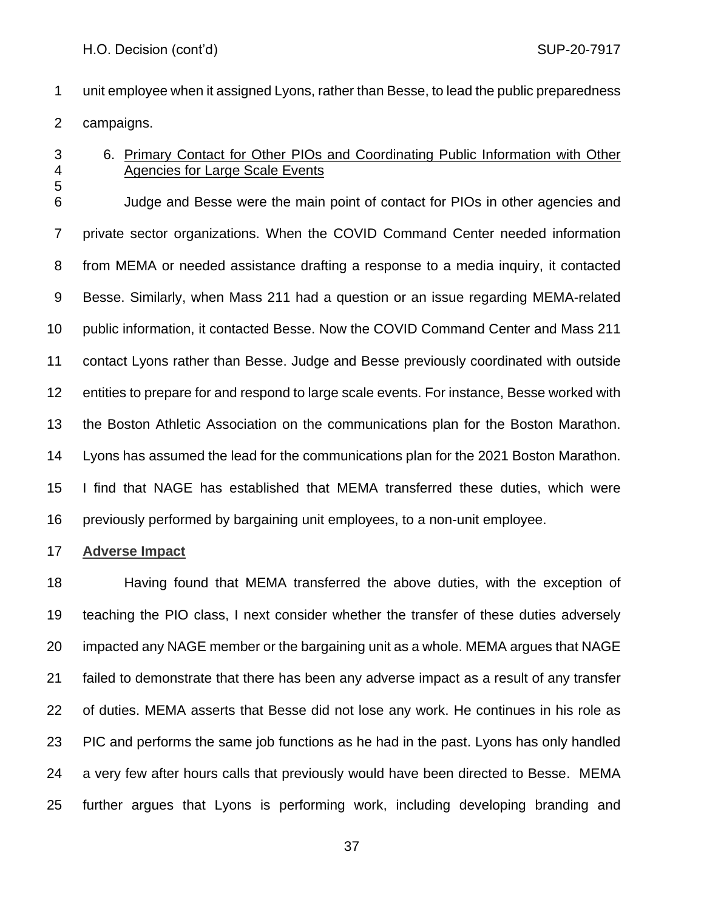unit employee when it assigned Lyons, rather than Besse, to lead the public preparedness campaigns.

6. <u>Primary Contact for Other PIOs and Coordinating Public Information with Other Agencies for Large Scale Events</u>

Judge and Besse were the main point of contact for PIOs in other agencies and private sector organizations. When the COVID Command Center needed information from MEMA or needed assistance drafting a response to a media inquiry, it contacted Besse. Similarly, when Mass 211 had a question or an issue regarding MEMA-related public information, it contacted Besse. Now the COVID Command Center and Mass 211 contact Lyons rather than Besse. Judge and Besse previously coordinated with outside entities to prepare for and respond to large scale events. For instance, Besse worked with the Boston Athletic Association on the communications plan for the Boston Marathon. Lyons has assumed the lead for the communications plan for the 2021 Boston Marathon. I find that NAGE has established that MEMA transferred these duties, which were previously performed by bargaining unit employees, to a non-unit employee.

**<u>Adverse Impact</u>**

Having found that MEMA transferred the above duties, with the exception of teaching the PIO class, I next consider whether the transfer of these duties adversely impacted any NAGE member or the bargaining unit as a whole. MEMA argues that NAGE failed to demonstrate that there has been any adverse impact as a result of any transfer of duties. MEMA asserts that Besse did not lose any work. He continues in his role as PIC and performs the same job functions as he had in the past. Lyons has only handled a very few after hours calls that previously would have been directed to Besse. MEMA further argues that Lyons is performing work, including developing branding and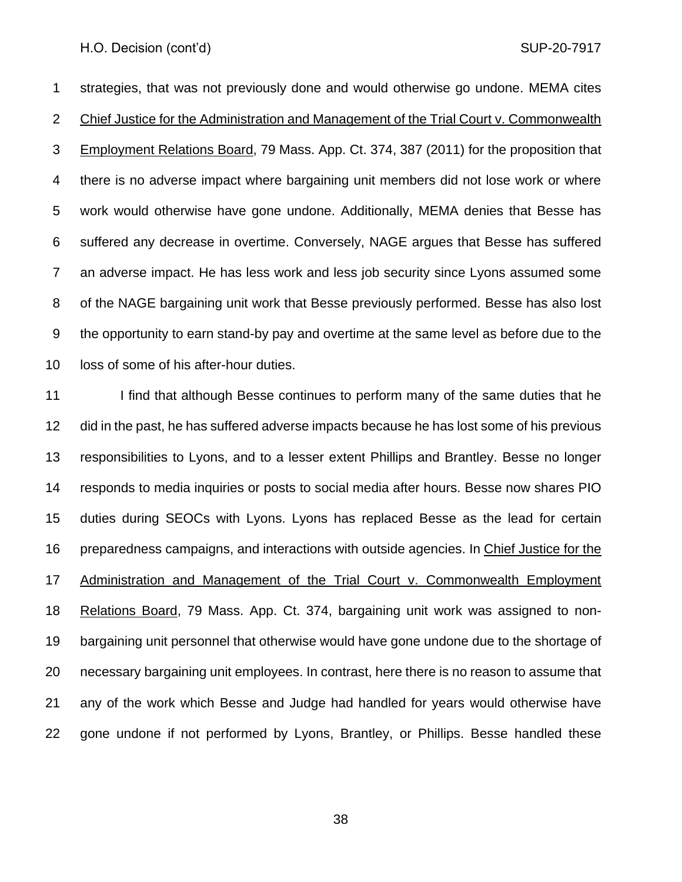strategies, that was not previously done and would otherwise go undone. MEMA cites Chief Justice for the Administration and Management of the Trial Court v. Commonwealth Employment Relations Board, 79 Mass. App. Ct. 374, 387 (2011) for the proposition that there is no adverse impact where bargaining unit members did not lose work or where work would otherwise have gone undone. Additionally, MEMA denies that Besse has suffered any decrease in overtime. Conversely, NAGE argues that Besse has suffered an adverse impact. He has less work and less job security since Lyons assumed some of the NAGE bargaining unit work that Besse previously performed. Besse has also lost the opportunity to earn stand-by pay and overtime at the same level as before due to the loss of some of his after-hour duties.

I find that although Besse continues to perform many of the same duties that he did in the past, he has suffered adverse impacts because he has lost some of his previous responsibilities to Lyons, and to a lesser extent Phillips and Brantley. Besse no longer responds to media inquiries or posts to social media after hours. Besse now shares PIO duties during SEOCs with Lyons. Lyons has replaced Besse as the lead for certain preparedness campaigns, and interactions with outside agencies. In Chief Justice for the Administration and Management of the Trial Court v. Commonwealth Employment Relations Board, 79 Mass. App. Ct. 374, bargaining unit work was assigned to non-bargaining unit personnel that otherwise would have gone undone due to the shortage of necessary bargaining unit employees. In contrast, here there is no reason to assume that any of the work which Besse and Judge had handled for years would otherwise have gone undone if not performed by Lyons, Brantley, or Phillips. Besse handled these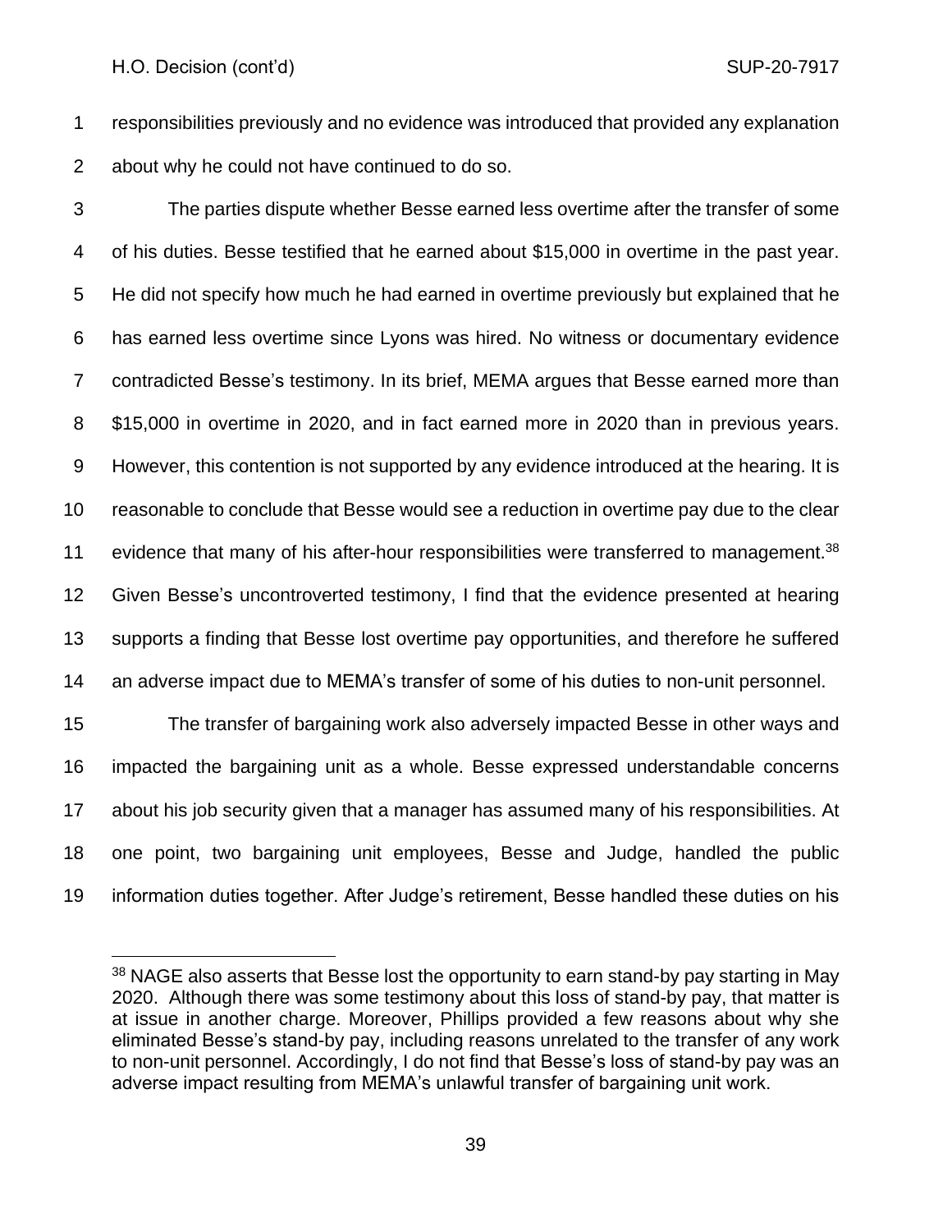responsibilities previously and no evidence was introduced that provided any explanation about why he could not have continued to do so.

The parties dispute whether Besse earned less overtime after the transfer of some of his duties. Besse testified that he earned about $15,000 in overtime in the past year. He did not specify how much he had earned in overtime previously but explained that he has earned less overtime since Lyons was hired. No witness or documentary evidence contradicted Besse's testimony. In its brief, MEMA argues that Besse earned more than $15,000 in overtime in 2020, and in fact earned more in 2020 than in previous years. However, this contention is not supported by any evidence introduced at the hearing. It is reasonable to conclude that Besse would see a reduction in overtime pay due to the clear evidence that many of his after-hour responsibilities were transferred to management.[38] Given Besse's uncontroverted testimony, I find that the evidence presented at hearing supports a finding that Besse lost overtime pay opportunities, and therefore he suffered an adverse impact due to MEMA's transfer of some of his duties to non-unit personnel.

The transfer of bargaining work also adversely impacted Besse in other ways and impacted the bargaining unit as a whole. Besse expressed understandable concerns about his job security given that a manager has assumed many of his responsibilities. At one point, two bargaining unit employees, Besse and Judge, handled the public information duties together. After Judge's retirement, Besse handled these duties on his

---

[38] NAGE also asserts that Besse lost the opportunity to earn stand-by pay starting in May 2020. Although there was some testimony about this loss of stand-by pay, that matter is at issue in another charge. Moreover, Phillips provided a few reasons about why she eliminated Besse's stand-by pay, including reasons unrelated to the transfer of any work to non-unit personnel. Accordingly, I do not find that Besse's loss of stand-by pay was an adverse impact resulting from MEMA's unlawful transfer of bargaining unit work.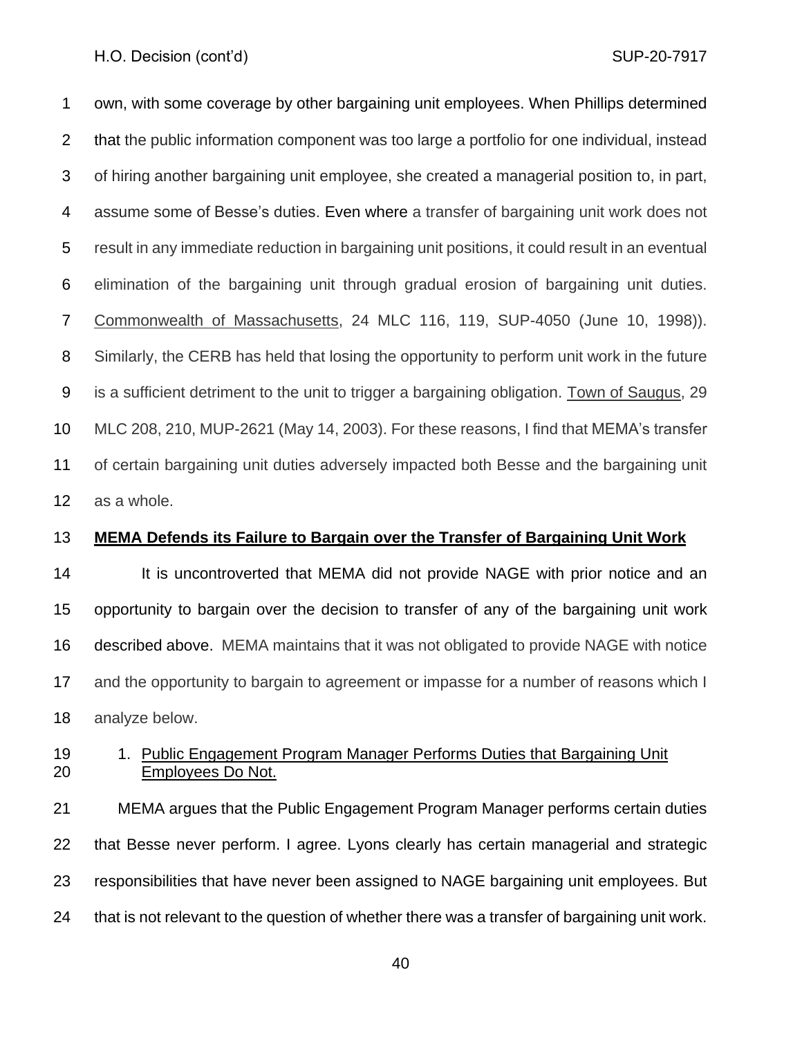own, with some coverage by other bargaining unit employees. When Phillips determined that the public information component was too large a portfolio for one individual, instead of hiring another bargaining unit employee, she created a managerial position to, in part, assume some of Besse's duties. Even where a transfer of bargaining unit work does not result in any immediate reduction in bargaining unit positions, it could result in an eventual elimination of the bargaining unit through gradual erosion of bargaining unit duties. Commonwealth of Massachusetts, 24 MLC 116, 119, SUP-4050 (June 10, 1998)). Similarly, the CERB has held that losing the opportunity to perform unit work in the future is a sufficient detriment to the unit to trigger a bargaining obligation. Town of Saugus, 29 MLC 208, 210, MUP-2621 (May 14, 2003). For these reasons, I find that MEMA's transfer of certain bargaining unit duties adversely impacted both Besse and the bargaining unit as a whole.

**MEMA Defends its Failure to Bargain over the Transfer of Bargaining Unit Work**

It is uncontroverted that MEMA did not provide NAGE with prior notice and an opportunity to bargain over the decision to transfer of any of the bargaining unit work described above. MEMA maintains that it was not obligated to provide NAGE with notice and the opportunity to bargain to agreement or impasse for a number of reasons which I analyze below.

1. Public Engagement Program Manager Performs Duties that Bargaining Unit Employees Do Not.

MEMA argues that the Public Engagement Program Manager performs certain duties that Besse never perform. I agree. Lyons clearly has certain managerial and strategic responsibilities that have never been assigned to NAGE bargaining unit employees. But that is not relevant to the question of whether there was a transfer of bargaining unit work.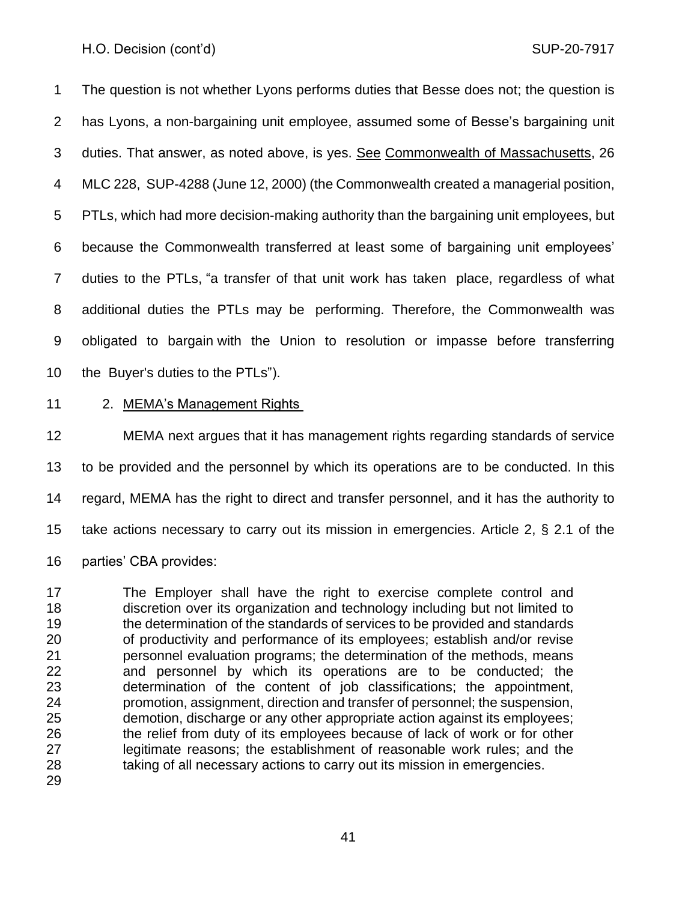The question is not whether Lyons performs duties that Besse does not; the question is has Lyons, a non-bargaining unit employee, assumed some of Besse's bargaining unit duties. That answer, as noted above, is yes. See Commonwealth of Massachusetts, 26 MLC 228, SUP-4288 (June 12, 2000) (the Commonwealth created a managerial position, PTLs, which had more decision-making authority than the bargaining unit employees, but because the Commonwealth transferred at least some of bargaining unit employees' duties to the PTLs, "a transfer of that unit work has taken place, regardless of what additional duties the PTLs may be performing. Therefore, the Commonwealth was obligated to bargain with the Union to resolution or impasse before transferring the Buyer's duties to the PTLs").

2. MEMA's Management Rights

MEMA next argues that it has management rights regarding standards of service to be provided and the personnel by which its operations are to be conducted. In this regard, MEMA has the right to direct and transfer personnel, and it has the authority to take actions necessary to carry out its mission in emergencies. Article 2, § 2.1 of the parties' CBA provides:

> The Employer shall have the right to exercise complete control and discretion over its organization and technology including but not limited to the determination of the standards of services to be provided and standards of productivity and performance of its employees; establish and/or revise personnel evaluation programs; the determination of the methods, means and personnel by which its operations are to be conducted; the determination of the content of job classifications; the appointment, promotion, assignment, direction and transfer of personnel; the suspension, demotion, discharge or any other appropriate action against its employees; the relief from duty of its employees because of lack of work or for other legitimate reasons; the establishment of reasonable work rules; and the taking of all necessary actions to carry out its mission in emergencies.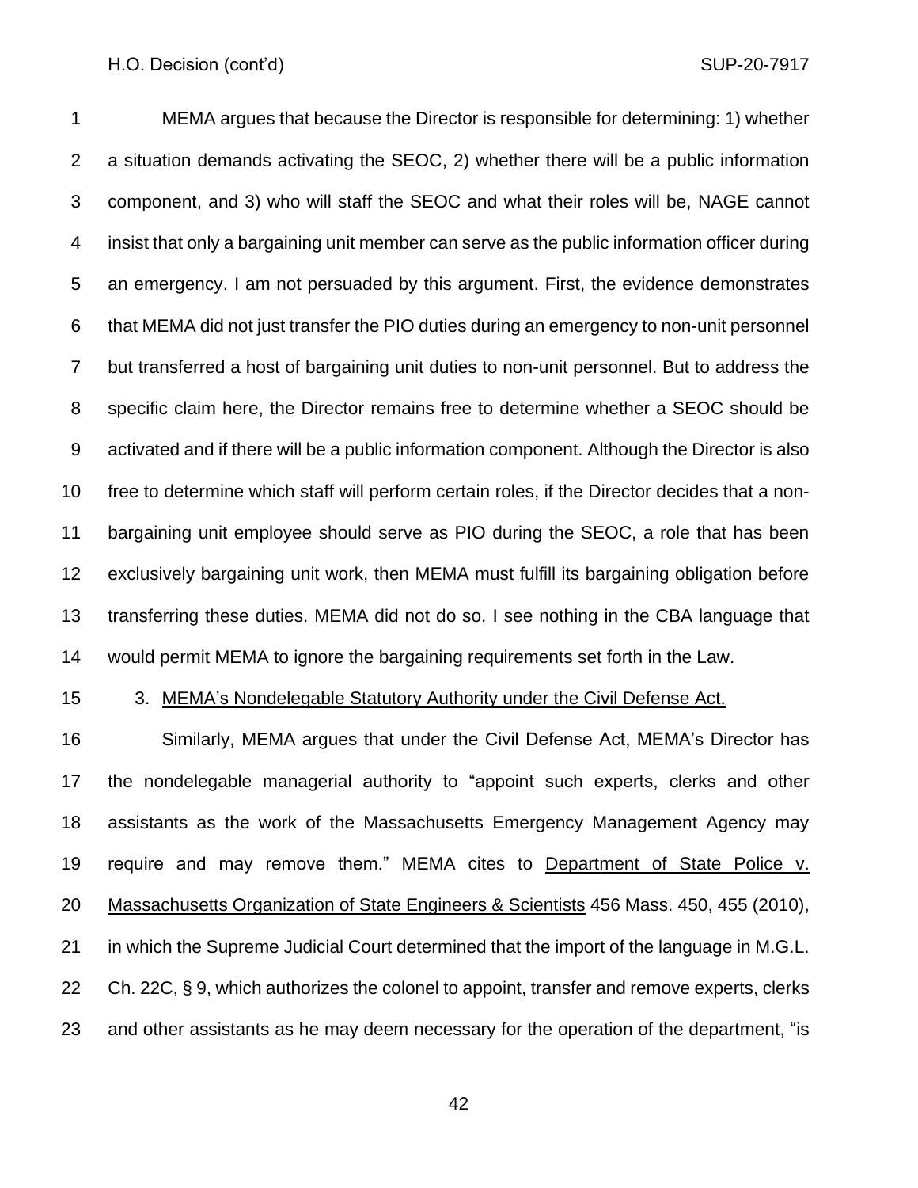MEMA argues that because the Director is responsible for determining: 1) whether a situation demands activating the SEOC, 2) whether there will be a public information component, and 3) who will staff the SEOC and what their roles will be, NAGE cannot insist that only a bargaining unit member can serve as the public information officer during an emergency. I am not persuaded by this argument. First, the evidence demonstrates that MEMA did not just transfer the PIO duties during an emergency to non-unit personnel but transferred a host of bargaining unit duties to non-unit personnel. But to address the specific claim here, the Director remains free to determine whether a SEOC should be activated and if there will be a public information component. Although the Director is also free to determine which staff will perform certain roles, if the Director decides that a non-bargaining unit employee should serve as PIO during the SEOC, a role that has been exclusively bargaining unit work, then MEMA must fulfill its bargaining obligation before transferring these duties. MEMA did not do so. I see nothing in the CBA language that would permit MEMA to ignore the bargaining requirements set forth in the Law.

3. MEMA's Nondelegable Statutory Authority under the Civil Defense Act.

Similarly, MEMA argues that under the Civil Defense Act, MEMA's Director has the nondelegable managerial authority to "appoint such experts, clerks and other assistants as the work of the Massachusetts Emergency Management Agency may require and may remove them." MEMA cites to Department of State Police v. Massachusetts Organization of State Engineers & Scientists 456 Mass. 450, 455 (2010), in which the Supreme Judicial Court determined that the import of the language in M.G.L. Ch. 22C, § 9, which authorizes the colonel to appoint, transfer and remove experts, clerks and other assistants as he may deem necessary for the operation of the department, "is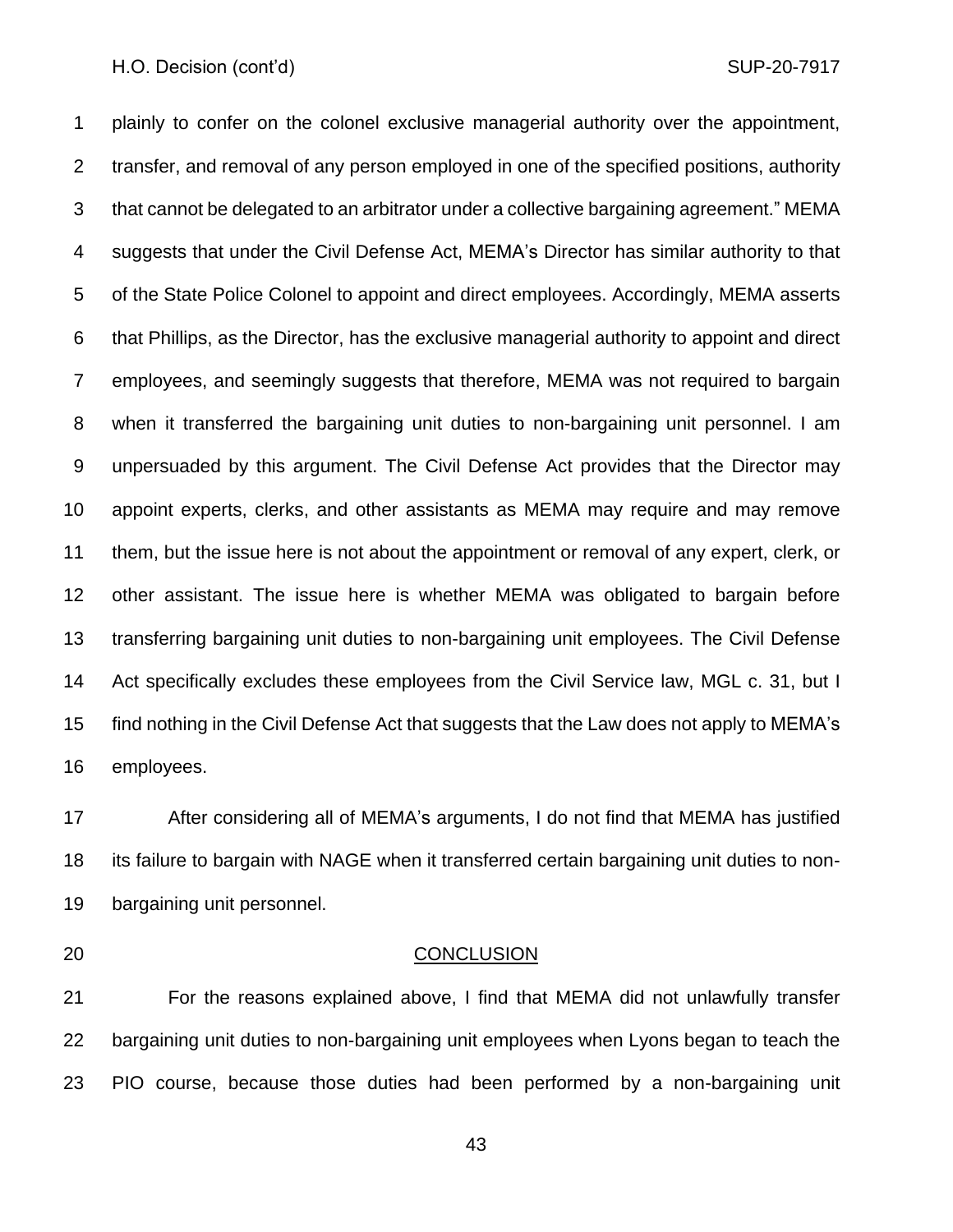plainly to confer on the colonel exclusive managerial authority over the appointment, transfer, and removal of any person employed in one of the specified positions, authority that cannot be delegated to an arbitrator under a collective bargaining agreement." MEMA suggests that under the Civil Defense Act, MEMA's Director has similar authority to that of the State Police Colonel to appoint and direct employees. Accordingly, MEMA asserts that Phillips, as the Director, has the exclusive managerial authority to appoint and direct employees, and seemingly suggests that therefore, MEMA was not required to bargain when it transferred the bargaining unit duties to non-bargaining unit personnel. I am unpersuaded by this argument. The Civil Defense Act provides that the Director may appoint experts, clerks, and other assistants as MEMA may require and may remove them, but the issue here is not about the appointment or removal of any expert, clerk, or other assistant. The issue here is whether MEMA was obligated to bargain before transferring bargaining unit duties to non-bargaining unit employees. The Civil Defense Act specifically excludes these employees from the Civil Service law, MGL c. 31, but I find nothing in the Civil Defense Act that suggests that the Law does not apply to MEMA's employees.

After considering all of MEMA's arguments, I do not find that MEMA has justified its failure to bargain with NAGE when it transferred certain bargaining unit duties to non-bargaining unit personnel.

## CONCLUSION

For the reasons explained above, I find that MEMA did not unlawfully transfer bargaining unit duties to non-bargaining unit employees when Lyons began to teach the PIO course, because those duties had been performed by a non-bargaining unit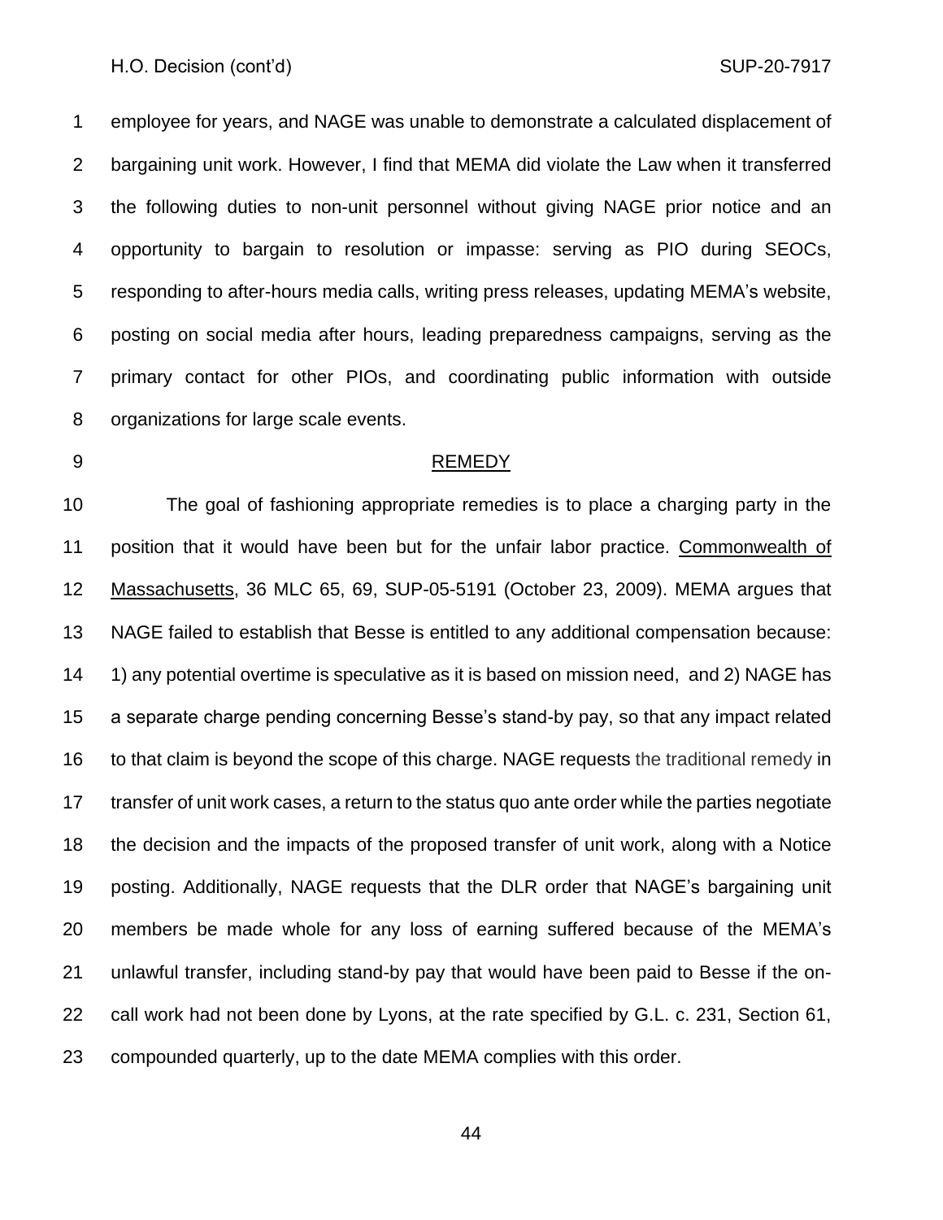employee for years, and NAGE was unable to demonstrate a calculated displacement of bargaining unit work. However, I find that MEMA did violate the Law when it transferred the following duties to non-unit personnel without giving NAGE prior notice and an opportunity to bargain to resolution or impasse: serving as PIO during SEOCs, responding to after-hours media calls, writing press releases, updating MEMA's website, posting on social media after hours, leading preparedness campaigns, serving as the primary contact for other PIOs, and coordinating public information with outside organizations for large scale events.

## REMEDY

The goal of fashioning appropriate remedies is to place a charging party in the position that it would have been but for the unfair labor practice. Commonwealth of Massachusetts, 36 MLC 65, 69, SUP-05-5191 (October 23, 2009). MEMA argues that NAGE failed to establish that Besse is entitled to any additional compensation because: 1) any potential overtime is speculative as it is based on mission need, and 2) NAGE has a separate charge pending concerning Besse's stand-by pay, so that any impact related to that claim is beyond the scope of this charge. NAGE requests the traditional remedy in transfer of unit work cases, a return to the status quo ante order while the parties negotiate the decision and the impacts of the proposed transfer of unit work, along with a Notice posting. Additionally, NAGE requests that the DLR order that NAGE's bargaining unit members be made whole for any loss of earning suffered because of the MEMA's unlawful transfer, including stand-by pay that would have been paid to Besse if the on-call work had not been done by Lyons, at the rate specified by G.L. c. 231, Section 61, compounded quarterly, up to the date MEMA complies with this order.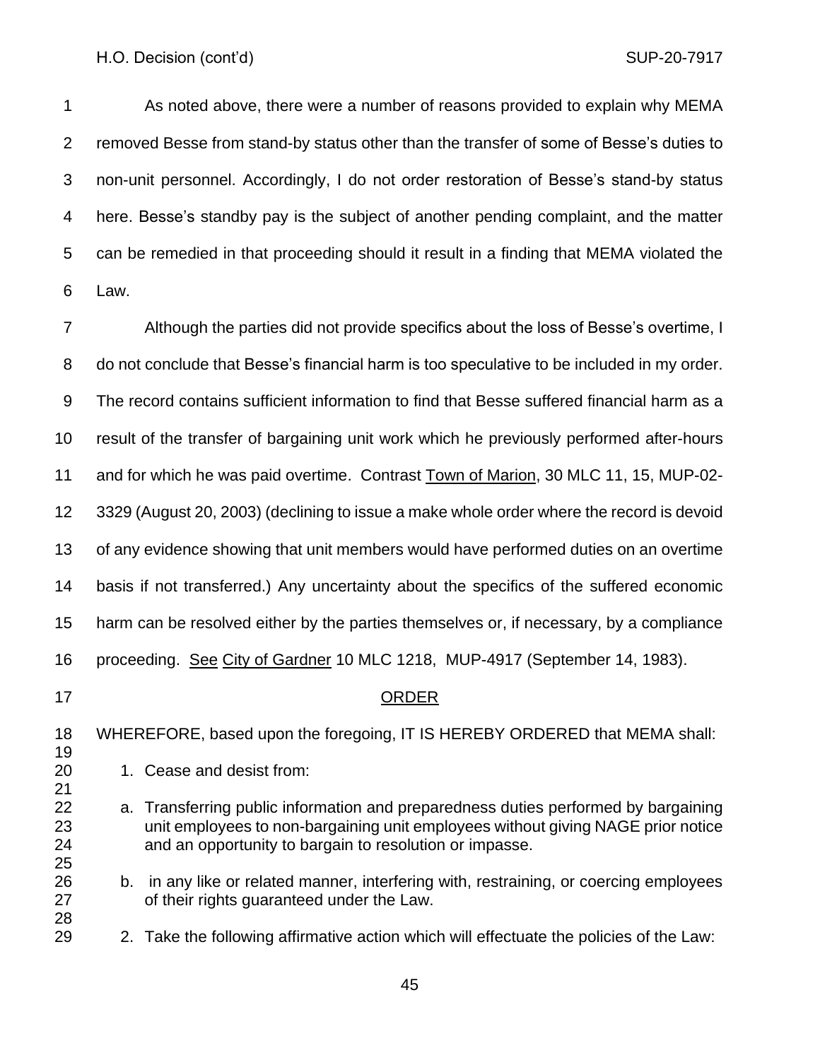As noted above, there were a number of reasons provided to explain why MEMA removed Besse from stand-by status other than the transfer of some of Besse's duties to non-unit personnel. Accordingly, I do not order restoration of Besse's stand-by status here. Besse's standby pay is the subject of another pending complaint, and the matter can be remedied in that proceeding should it result in a finding that MEMA violated the Law.

Although the parties did not provide specifics about the loss of Besse's overtime, I do not conclude that Besse's financial harm is too speculative to be included in my order. The record contains sufficient information to find that Besse suffered financial harm as a result of the transfer of bargaining unit work which he previously performed after-hours and for which he was paid overtime. Contrast Town of Marion, 30 MLC 11, 15, MUP-02-3329 (August 20, 2003) (declining to issue a make whole order where the record is devoid of any evidence showing that unit members would have performed duties on an overtime basis if not transferred.) Any uncertainty about the specifics of the suffered economic harm can be resolved either by the parties themselves or, if necessary, by a compliance proceeding. See City of Gardner 10 MLC 1218, MUP-4917 (September 14, 1983).

## ORDER

WHEREFORE, based upon the foregoing, IT IS HEREBY ORDERED that MEMA shall:

1. Cease and desist from:

   a. Transferring public information and preparedness duties performed by bargaining unit employees to non-bargaining unit employees without giving NAGE prior notice and an opportunity to bargain to resolution or impasse.

   b. in any like or related manner, interfering with, restraining, or coercing employees of their rights guaranteed under the Law.

2. Take the following affirmative action which will effectuate the policies of the Law: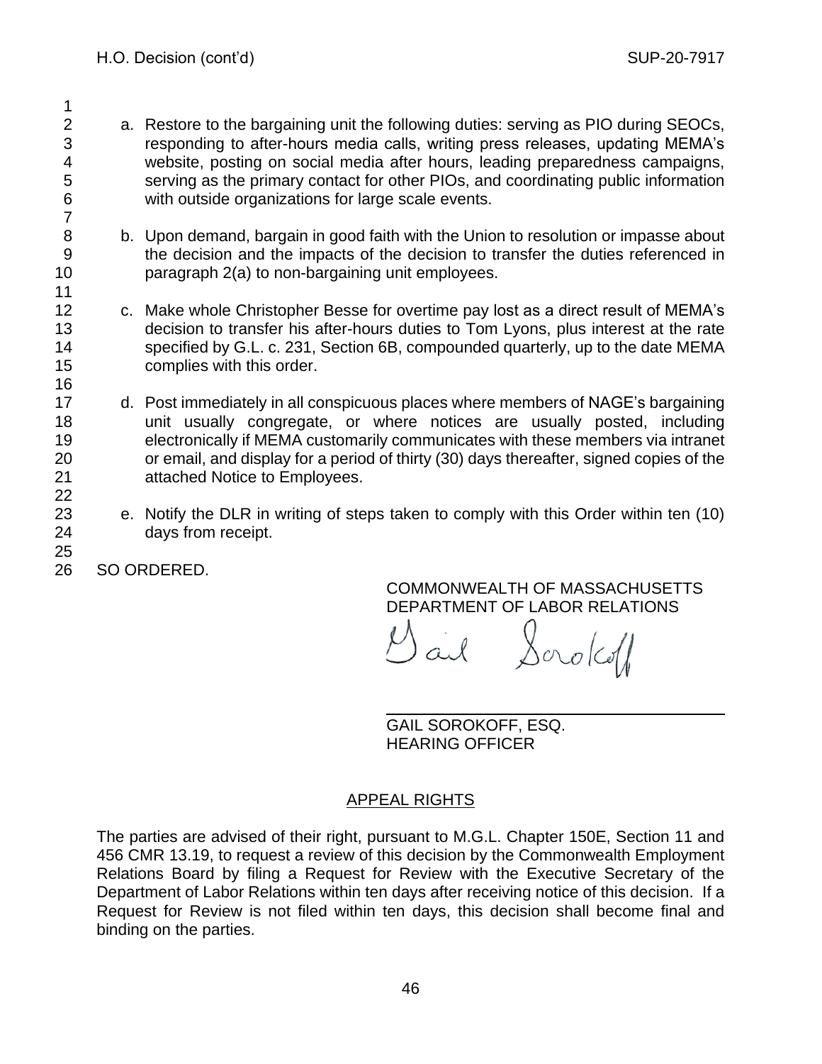a. Restore to the bargaining unit the following duties: serving as PIO during SEOCs, responding to after-hours media calls, writing press releases, updating MEMA's website, posting on social media after hours, leading preparedness campaigns, serving as the primary contact for other PIOs, and coordinating public information with outside organizations for large scale events.

b. Upon demand, bargain in good faith with the Union to resolution or impasse about the decision and the impacts of the decision to transfer the duties referenced in paragraph 2(a) to non-bargaining unit employees.

c. Make whole Christopher Besse for overtime pay lost as a direct result of MEMA's decision to transfer his after-hours duties to Tom Lyons, plus interest at the rate specified by G.L. c. 231, Section 6B, compounded quarterly, up to the date MEMA complies with this order.

d. Post immediately in all conspicuous places where members of NAGE's bargaining unit usually congregate, or where notices are usually posted, including electronically if MEMA customarily communicates with these members via intranet or email, and display for a period of thirty (30) days thereafter, signed copies of the attached Notice to Employees.

e. Notify the DLR in writing of steps taken to comply with this Order within ten (10) days from receipt.

SO ORDERED.

COMMONWEALTH OF MASSACHUSETTS
DEPARTMENT OF LABOR RELATIONS

Gail Sorokoff

GAIL SOROKOFF, ESQ.
HEARING OFFICER

## APPEAL RIGHTS

The parties are advised of their right, pursuant to M.G.L. Chapter 150E, Section 11 and 456 CMR 13.19, to request a review of this decision by the Commonwealth Employment Relations Board by filing a Request for Review with the Executive Secretary of the Department of Labor Relations within ten days after receiving notice of this decision. If a Request for Review is not filed within ten days, this decision shall become final and binding on the parties.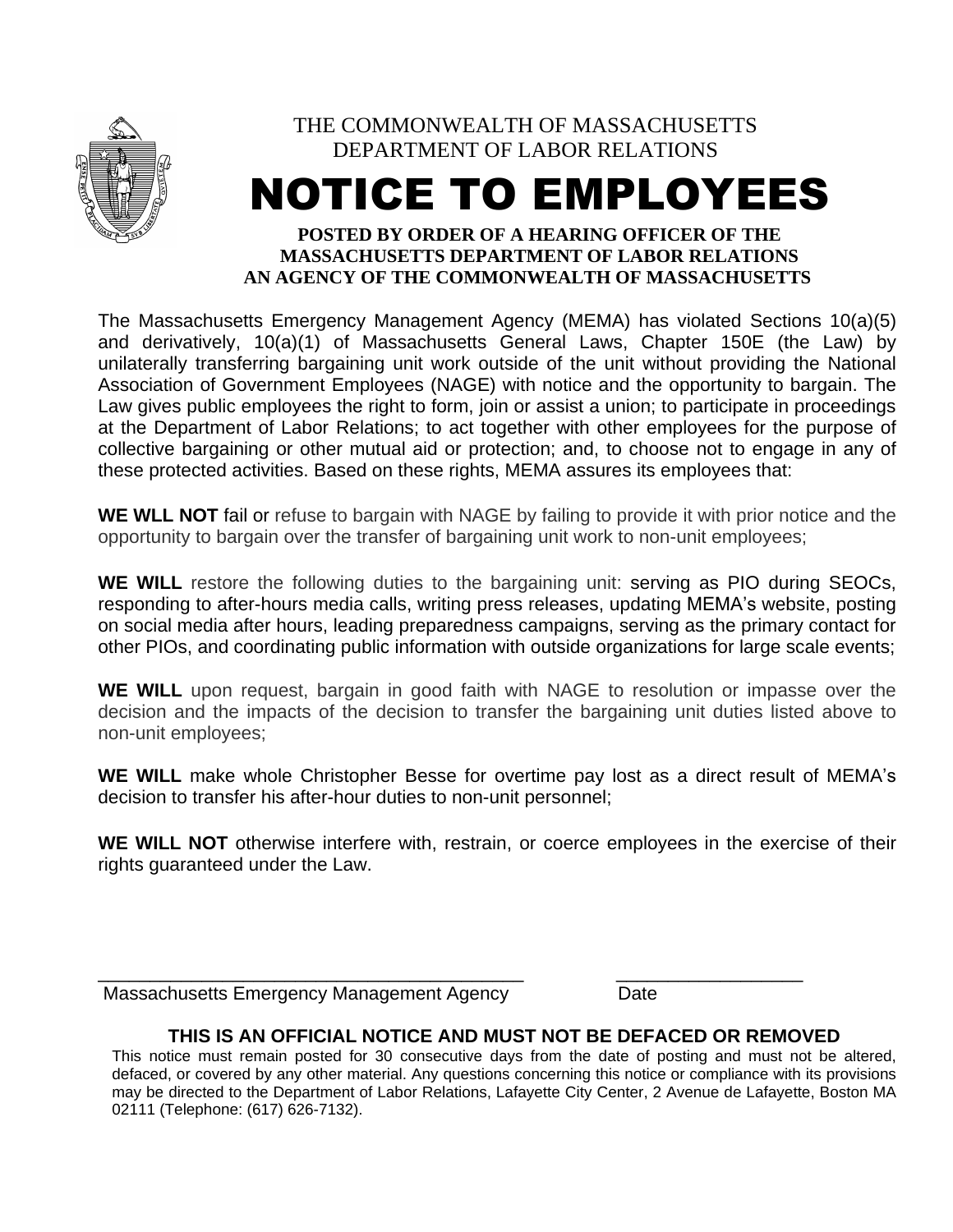THE COMMONWEALTH OF MASSACHUSETTS
DEPARTMENT OF LABOR RELATIONS

# NOTICE TO EMPLOYEES

**POSTED BY ORDER OF A HEARING OFFICER OF THE MASSACHUSETTS DEPARTMENT OF LABOR RELATIONS AN AGENCY OF THE COMMONWEALTH OF MASSACHUSETTS**

The Massachusetts Emergency Management Agency (MEMA) has violated Sections 10(a)(5) and derivatively, 10(a)(1) of Massachusetts General Laws, Chapter 150E (the Law) by unilaterally transferring bargaining unit work outside of the unit without providing the National Association of Government Employees (NAGE) with notice and the opportunity to bargain. The Law gives public employees the right to form, join or assist a union; to participate in proceedings at the Department of Labor Relations; to act together with other employees for the purpose of collective bargaining or other mutual aid or protection; and, to choose not to engage in any of these protected activities. Based on these rights, MEMA assures its employees that:

**WE WLL NOT** fail or refuse to bargain with NAGE by failing to provide it with prior notice and the opportunity to bargain over the transfer of bargaining unit work to non-unit employees;

**WE WILL** restore the following duties to the bargaining unit: serving as PIO during SEOCs, responding to after-hours media calls, writing press releases, updating MEMA's website, posting on social media after hours, leading preparedness campaigns, serving as the primary contact for other PIOs, and coordinating public information with outside organizations for large scale events;

**WE WILL** upon request, bargain in good faith with NAGE to resolution or impasse over the decision and the impacts of the decision to transfer the bargaining unit duties listed above to non-unit employees;

**WE WILL** make whole Christopher Besse for overtime pay lost as a direct result of MEMA's decision to transfer his after-hour duties to non-unit personnel;

**WE WILL NOT** otherwise interfere with, restrain, or coerce employees in the exercise of their rights guaranteed under the Law.

\_\_\_\_\_\_\_\_\_\_\_\_\_\_\_\_\_\_\_\_\_\_\_\_\_\_\_\_\_\_\_\_\_\_\_\_\_\_\_\_ \_\_\_\_\_\_\_\_\_\_\_\_\_\_\_\_\_\_\_\_
Massachusetts Emergency Management Agency Date

**THIS IS AN OFFICIAL NOTICE AND MUST NOT BE DEFACED OR REMOVED**

This notice must remain posted for 30 consecutive days from the date of posting and must not be altered, defaced, or covered by any other material. Any questions concerning this notice or compliance with its provisions may be directed to the Department of Labor Relations, Lafayette City Center, 2 Avenue de Lafayette, Boston MA 02111 (Telephone: (617) 626-7132).